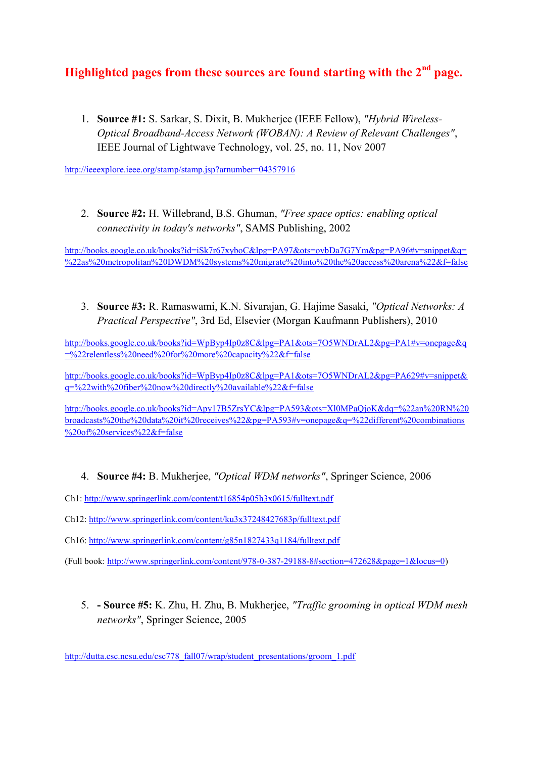**Highlighted pages from these sources are found starting with the 2nd page.**

1. **Source #1:** S. Sarkar, S. Dixit, B. Mukherjee (IEEE Fellow), *"Hybrid Wireless-Optical Broadband-Access Network (WOBAN): A Review of Relevant Challenges"*, IEEE Journal of Lightwave Technology, vol. 25, no. 11, Nov 2007

http://ieeexplore.ieee.org/stamp/stamp.jsp?arnumber=04357916

2. **Source #2:** H. Willebrand, B.S. Ghuman, *"Free space optics: enabling optical connectivity in today's networks"*, SAMS Publishing, 2002

http://books.google.co.uk/books?id=iSk7r67xyboC&lpg=PA97&ots=ovbDa7G7Ym&pg=PA96#v=snippet&q=%22as%20metropolitan%20DWDM%20systems%20migrate%20into%20the%20access%20arena%22&f=false

3. **Source #3:** R. Ramaswami, K.N. Sivarajan, G. Hajime Sasaki, *"Optical Networks: A Practical Perspective"*, 3rd Ed, Elsevier (Morgan Kaufmann Publishers), 2010

http://books.google.co.uk/books?id=WpByp4Ip0z8C&lpg=PA1&ots=7O5WNDrAL2&pg=PA1#v=onepage&q=%22relentless%20need%20for%20more%20capacity%22&f=false

http://books.google.co.uk/books?id=WpByp4Ip0z8C&lpg=PA1&ots=7O5WNDrAL2&pg=PA629#v=snippet&q=%22with%20fiber%20now%20directly%20available%22&f=false

http://books.google.co.uk/books?id=Apy17B5ZrsYC&lpg=PA593&ots=Xl0MPaQjoK&dq=%22an%20RN%20broadcasts%20the%20data%20it%20receives%22&pg=PA593#v=onepage&q=%22different%20combinations%20of%20services%22&f=false

4. **Source #4:** B. Mukherjee, *"Optical WDM networks"*, Springer Science, 2006

Ch1: http://www.springerlink.com/content/t16854p05h3x0615/fulltext.pdf

Ch12: http://www.springerlink.com/content/ku3x37248427683p/fulltext.pdf

Ch16: http://www.springerlink.com/content/g85n1827433q1184/fulltext.pdf

(Full book: http://www.springerlink.com/content/978-0-387-29188-8#section=472628&page=1&locus=0)

5. **- Source #5:** K. Zhu, H. Zhu, B. Mukherjee, *"Traffic grooming in optical WDM mesh networks"*, Springer Science, 2005

http://dutta.csc.ncsu.edu/csc778_fall07/wrap/student_presentations/groom_1.pdf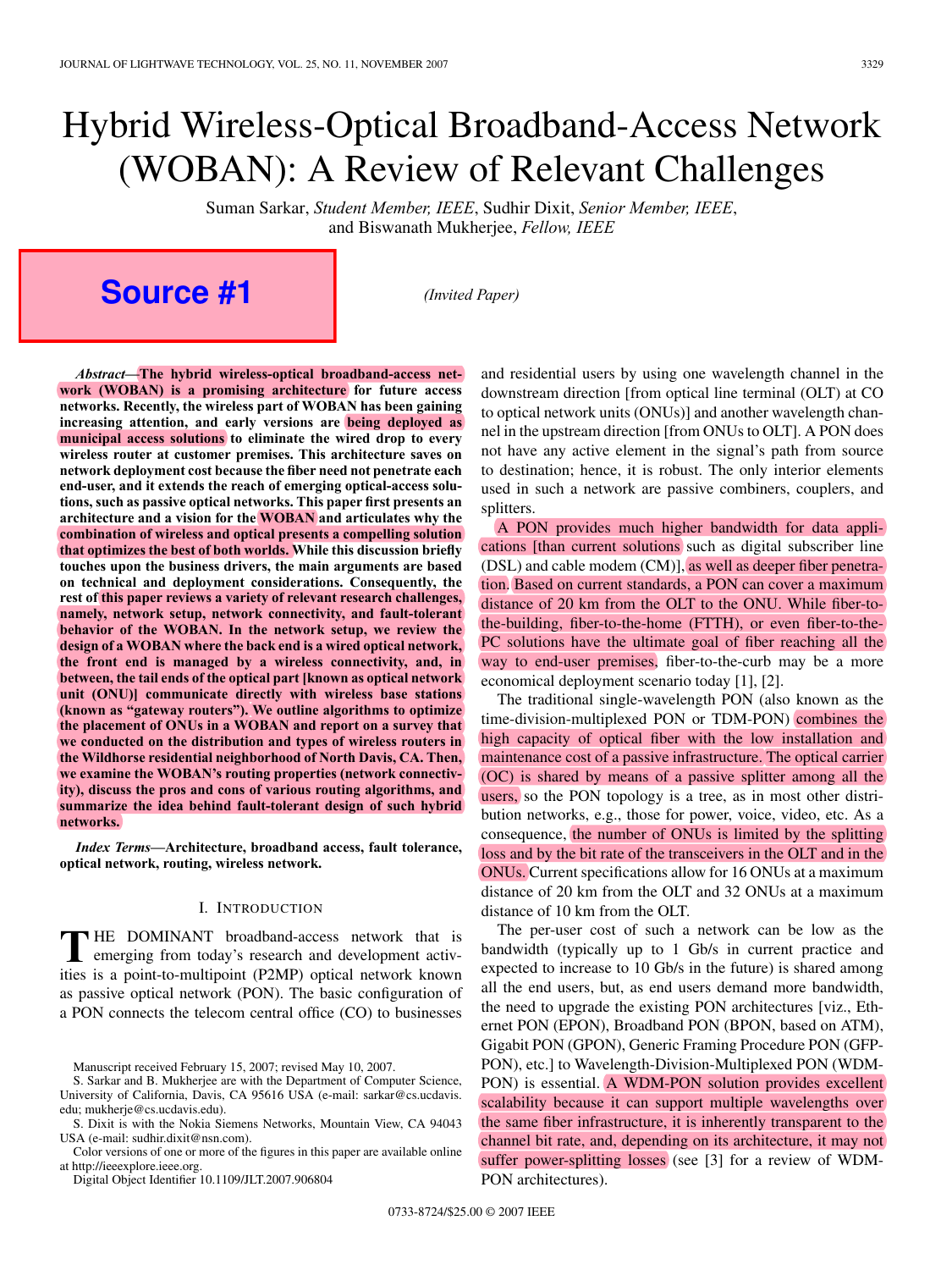# Hybrid Wireless-Optical Broadband-Access Network (WOBAN): A Review of Relevant Challenges

Suman Sarkar, *Student Member, IEEE*, Sudhir Dixit, *Senior Member, IEEE*, and Biswanath Mukherjee, *Fellow, IEEE*

**Source #1**

*(Invited Paper)*

***Abstract*—The hybrid wireless-optical broadband-access network (WOBAN) is a promising architecture for future access networks. Recently, the wireless part of WOBAN has been gaining increasing attention, and early versions are being deployed as municipal access solutions to eliminate the wired drop to every wireless router at customer premises. This architecture saves on network deployment cost because the fiber need not penetrate each end-user, and it extends the reach of emerging optical-access solutions, such as passive optical networks. This paper first presents an architecture and a vision for the WOBAN and articulates why the combination of wireless and optical presents a compelling solution that optimizes the best of both worlds. While this discussion briefly touches upon the business drivers, the main arguments are based on technical and deployment considerations. Consequently, the rest of this paper reviews a variety of relevant research challenges, namely, network setup, network connectivity, and fault-tolerant behavior of the WOBAN. In the network setup, we review the design of a WOBAN where the back end is a wired optical network, the front end is managed by a wireless connectivity, and, in between, the tail ends of the optical part [known as optical network unit (ONU)] communicate directly with wireless base stations (known as "gateway routers"). We outline algorithms to optimize the placement of ONUs in a WOBAN and report on a survey that we conducted on the distribution and types of wireless routers in the Wildhorse residential neighborhood of North Davis, CA. Then, we examine the WOBAN's routing properties (network connectivity), discuss the pros and cons of various routing algorithms, and summarize the idea behind fault-tolerant design of such hybrid networks.**

***Index Terms*—Architecture, broadband access, fault tolerance, optical network, routing, wireless network.**

## I. Introduction

The dominant broadband-access network that is emerging from today's research and development activities is a point-to-multipoint (P2MP) optical network known as passive optical network (PON). The basic configuration of a PON connects the telecom central office (CO) to businesses and residential users by using one wavelength channel in the downstream direction [from optical line terminal (OLT) at CO to optical network units (ONUs)] and another wavelength channel in the upstream direction [from ONUs to OLT]. A PON does not have any active element in the signal's path from source to destination; hence, it is robust. The only interior elements used in such a network are passive combiners, couplers, and splitters.

A PON provides much higher bandwidth for data applications [than current solutions such as digital subscriber line (DSL) and cable modem (CM)], as well as deeper fiber penetration. Based on current standards, a PON can cover a maximum distance of 20 km from the OLT to the ONU. While fiber-to-the-building, fiber-to-the-home (FTTH), or even fiber-to-the-PC solutions have the ultimate goal of fiber reaching all the way to end-user premises, fiber-to-the-curb may be a more economical deployment scenario today [1], [2].

The traditional single-wavelength PON (also known as the time-division-multiplexed PON or TDM-PON) combines the high capacity of optical fiber with the low installation and maintenance cost of a passive infrastructure. The optical carrier (OC) is shared by means of a passive splitter among all the users, so the PON topology is a tree, as in most other distribution networks, e.g., those for power, voice, video, etc. As a consequence, the number of ONUs is limited by the splitting loss and by the bit rate of the transceivers in the OLT and in the ONUs. Current specifications allow for 16 ONUs at a maximum distance of 20 km from the OLT and 32 ONUs at a maximum distance of 10 km from the OLT.

The per-user cost of such a network can be low as the bandwidth (typically up to 1 Gb/s in current practice and expected to increase to 10 Gb/s in the future) is shared among all the end users, but, as end users demand more bandwidth, the need to upgrade the existing PON architectures [viz., Ethernet PON (EPON), Broadband PON (BPON, based on ATM), Gigabit PON (GPON), Generic Framing Procedure PON (GFP-PON), etc.] to Wavelength-Division-Multiplexed PON (WDM-PON) is essential. A WDM-PON solution provides excellent scalability because it can support multiple wavelengths over the same fiber infrastructure, it is inherently transparent to the channel bit rate, and, depending on its architecture, it may not suffer power-splitting losses (see [3] for a review of WDM-PON architectures).

Manuscript received February 15, 2007; revised May 10, 2007.

S. Sarkar and B. Mukherjee are with the Department of Computer Science, University of California, Davis, CA 95616 USA (e-mail: sarkar@cs.ucdavis.edu; mukherje@cs.ucdavis.edu).

S. Dixit is with the Nokia Siemens Networks, Mountain View, CA 94043 USA (e-mail: sudhir.dixit@nsn.com).

Color versions of one or more of the figures in this paper are available online at http://ieeexplore.ieee.org.

Digital Object Identifier 10.1109/JLT.2007.906804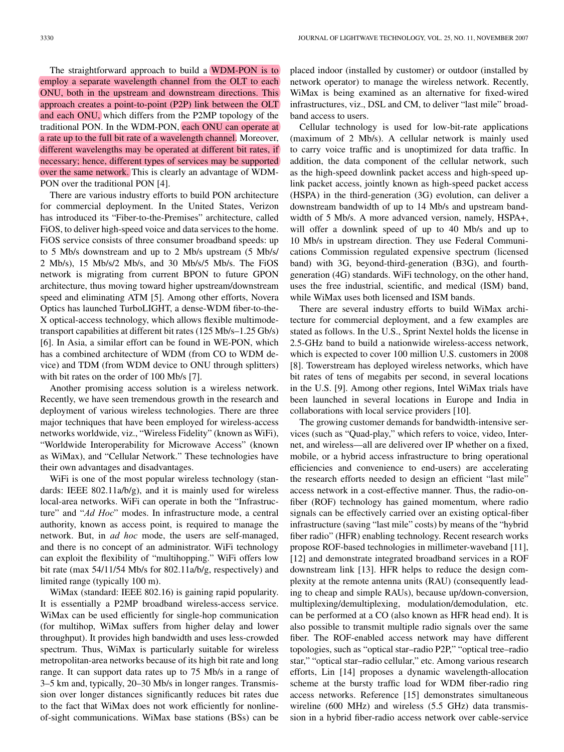The straightforward approach to build a WDM-PON is to employ a separate wavelength channel from the OLT to each ONU, both in the upstream and downstream directions. This approach creates a point-to-point (P2P) link between the OLT and each ONU, which differs from the P2MP topology of the traditional PON. In the WDM-PON, each ONU can operate at a rate up to the full bit rate of a wavelength channel. Moreover, different wavelengths may be operated at different bit rates, if necessary; hence, different types of services may be supported over the same network. This is clearly an advantage of WDM-PON over the traditional PON [4].

There are various industry efforts to build PON architecture for commercial deployment. In the United States, Verizon has introduced its "Fiber-to-the-Premises" architecture, called FiOS, to deliver high-speed voice and data services to the home. FiOS service consists of three consumer broadband speeds: up to 5 Mb/s downstream and up to 2 Mb/s upstream (5 Mb/s/ 2 Mb/s), 15 Mb/s/2 Mb/s, and 30 Mb/s/5 Mb/s. The FiOS network is migrating from current BPON to future GPON architecture, thus moving toward higher upstream/downstream speed and eliminating ATM [5]. Among other efforts, Novera Optics has launched TurboLIGHT, a dense-WDM fiber-to-the-X optical-access technology, which allows flexible multimode-transport capabilities at different bit rates (125 Mb/s–1.25 Gb/s) [6]. In Asia, a similar effort can be found in WE-PON, which has a combined architecture of WDM (from CO to WDM device) and TDM (from WDM device to ONU through splitters) with bit rates on the order of 100 Mb/s [7].

Another promising access solution is a wireless network. Recently, we have seen tremendous growth in the research and deployment of various wireless technologies. There are three major techniques that have been employed for wireless-access networks worldwide, viz., "Wireless Fidelity" (known as WiFi), "Worldwide Interoperability for Microwave Access" (known as WiMax), and "Cellular Network." These technologies have their own advantages and disadvantages.

WiFi is one of the most popular wireless technology (standards: IEEE 802.11a/b/g), and it is mainly used for wireless local-area networks. WiFi can operate in both the "Infrastructure" and "*Ad Hoc*" modes. In infrastructure mode, a central authority, known as access point, is required to manage the network. But, in *ad hoc* mode, the users are self-managed, and there is no concept of an administrator. WiFi technology can exploit the flexibility of "multihopping." WiFi offers low bit rate (max 54/11/54 Mb/s for 802.11a/b/g, respectively) and limited range (typically 100 m).

WiMax (standard: IEEE 802.16) is gaining rapid popularity. It is essentially a P2MP broadband wireless-access service. WiMax can be used efficiently for single-hop communication (for multihop, WiMax suffers from higher delay and lower throughput). It provides high bandwidth and uses less-crowded spectrum. Thus, WiMax is particularly suitable for wireless metropolitan-area networks because of its high bit rate and long range. It can support data rates up to 75 Mb/s in a range of 3–5 km and, typically, 20–30 Mb/s in longer ranges. Transmission over longer distances significantly reduces bit rates due to the fact that WiMax does not work efficiently for nonline-of-sight communications. WiMax base stations (BSs) can be placed indoor (installed by customer) or outdoor (installed by network operator) to manage the wireless network. Recently, WiMax is being examined as an alternative for fixed-wired infrastructures, viz., DSL and CM, to deliver "last mile" broadband access to users.

Cellular technology is used for low-bit-rate applications (maximum of 2 Mb/s). A cellular network is mainly used to carry voice traffic and is unoptimized for data traffic. In addition, the data component of the cellular network, such as the high-speed downlink packet access and high-speed uplink packet access, jointly known as high-speed packet access (HSPA) in the third-generation (3G) evolution, can deliver a downstream bandwidth of up to 14 Mb/s and upstream bandwidth of 5 Mb/s. A more advanced version, namely, HSPA+, will offer a downlink speed of up to 40 Mb/s and up to 10 Mb/s in upstream direction. They use Federal Communications Commission regulated expensive spectrum (licensed band) with 3G, beyond-third-generation (B3G), and fourth-generation (4G) standards. WiFi technology, on the other hand, uses the free industrial, scientific, and medical (ISM) band, while WiMax uses both licensed and ISM bands.

There are several industry efforts to build WiMax architecture for commercial deployment, and a few examples are stated as follows. In the U.S., Sprint Nextel holds the license in 2.5-GHz band to build a nationwide wireless-access network, which is expected to cover 100 million U.S. customers in 2008 [8]. Towerstream has deployed wireless networks, which have bit rates of tens of megabits per second, in several locations in the U.S. [9]. Among other regions, Intel WiMax trials have been launched in several locations in Europe and India in collaborations with local service providers [10].

The growing customer demands for bandwidth-intensive services (such as "Quad-play," which refers to voice, video, Internet, and wireless—all are delivered over IP whether on a fixed, mobile, or a hybrid access infrastructure to bring operational efficiencies and convenience to end-users) are accelerating the research efforts needed to design an efficient "last mile" access network in a cost-effective manner. Thus, the radio-on-fiber (ROF) technology has gained momentum, where radio signals can be effectively carried over an existing optical-fiber infrastructure (saving "last mile" costs) by means of the "hybrid fiber radio" (HFR) enabling technology. Recent research works propose ROF-based technologies in millimeter-waveband [11], [12] and demonstrate integrated broadband services in a ROF downstream link [13]. HFR helps to reduce the design complexity at the remote antenna units (RAU) (consequently leading to cheap and simple RAUs), because up/down-conversion, multiplexing/demultiplexing, modulation/demodulation, etc. can be performed at a CO (also known as HFR head end). It is also possible to transmit multiple radio signals over the same fiber. The ROF-enabled access network may have different topologies, such as "optical star–radio P2P," "optical tree–radio star," "optical star–radio cellular," etc. Among various research efforts, Lin [14] proposes a dynamic wavelength-allocation scheme at the bursty traffic load for WDM fiber-radio ring access networks. Reference [15] demonstrates simultaneous wireline (600 MHz) and wireless (5.5 GHz) data transmission in a hybrid fiber-radio access network over cable-service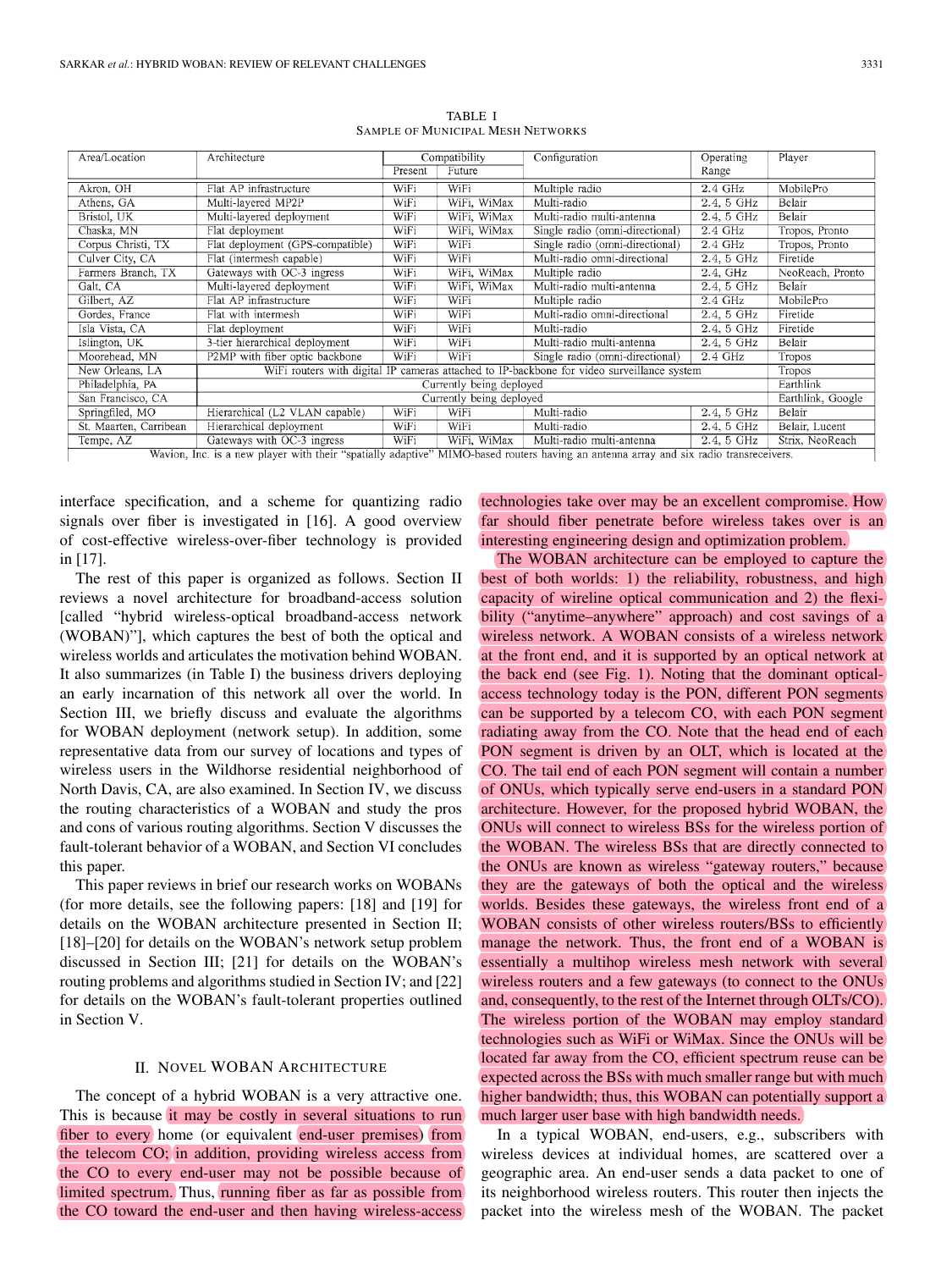TABLE I
SAMPLE OF MUNICIPAL MESH NETWORKS

| Area/Location | Architecture | Compatibility | | Configuration | Operating Range | Player |
|---|---|---|---|---|---|---|
| | | Present | Future | | | |
| Akron, OH | Flat AP infrastructure | WiFi | WiFi | Multiple radio | 2.4 GHz | MobilePro |
| Athens, GA | Multi-layered MP2P | WiFi | WiFi, WiMax | Multi-radio | 2.4, 5 GHz | Belair |
| Bristol, UK | Multi-layered deployment | WiFi | WiFi, WiMax | Multi-radio multi-antenna | 2.4, 5 GHz | Belair |
| Chaska, MN | Flat deployment | WiFi | WiFi, WiMax | Single radio (omni-directional) | 2.4 GHz | Tropos, Pronto |
| Corpus Christi, TX | Flat deployment (GPS-compatible) | WiFi | WiFi | Single radio (omni-directional) | 2.4 GHz | Tropos, Pronto |
| Culver City, CA | Flat (intermesh capable) | WiFi | WiFi | Multi-radio omni-directional | 2.4, 5 GHz | Firetide |
| Farmers Branch, TX | Gateways with OC-3 ingress | WiFi | WiFi, WiMax | Multiple radio | 2.4, GHz | NeoReach, Pronto |
| Galt, CA | Multi-layered deployment | WiFi | WiFi, WiMax | Multi-radio multi-antenna | 2.4, 5 GHz | Belair |
| Gilbert, AZ | Flat AP infrastructure | WiFi | WiFi | Multiple radio | 2.4 GHz | MobilePro |
| Gordes, France | Flat with intermesh | WiFi | WiFi | Multi-radio omni-directional | 2.4, 5 GHz | Firetide |
| Isla Vista, CA | Flat deployment | WiFi | WiFi | Multi-radio | 2.4, 5 GHz | Firetide |
| Islington, UK | 3-tier hierarchical deployment | WiFi | WiFi | Multi-radio multi-antenna | 2.4, 5 GHz | Belair |
| Moorehead, MN | P2MP with fiber optic backbone | WiFi | WiFi | Single radio (omni-directional) | 2.4 GHz | Tropos |
| New Orleans, LA | WiFi routers with digital IP cameras attached to IP-backbone for video surveillance system | | | | | Tropos |
| Philadelphia, PA | Currently being deployed | | | | | Earthlink |
| San Francisco, CA | Currently being deployed | | | | | Earthlink, Google |
| Springfield, MO | Hierarchical (L2 VLAN capable) | WiFi | WiFi | Multi-radio | 2.4, 5 GHz | Belair |
| St. Maarten, Carribean | Hierarchical deployment | WiFi | WiFi | Multi-radio | 2.4, 5 GHz | Belair, Lucent |
| Tempe, AZ | Gateways with OC-3 ingress | WiFi | WiFi, WiMax | Multi-radio multi-antenna | 2.4, 5 GHz | Strix, NeoReach |

Wavion, Inc. is a new player with their "spatially adaptive" MIMO-based routers having an antenna array and six radio transreceivers.

interface specification, and a scheme for quantizing radio signals over fiber is investigated in [16]. A good overview of cost-effective wireless-over-fiber technology is provided in [17].

The rest of this paper is organized as follows. Section II reviews a novel architecture for broadband-access solution [called "hybrid wireless-optical broadband-access network (WOBAN)"], which captures the best of both the optical and wireless worlds and articulates the motivation behind WOBAN. It also summarizes (in Table I) the business drivers deploying an early incarnation of this network all over the world. In Section III, we briefly discuss and evaluate the algorithms for WOBAN deployment (network setup). In addition, some representative data from our survey of locations and types of wireless users in the Wildhorse residential neighborhood of North Davis, CA, are also examined. In Section IV, we discuss the routing characteristics of a WOBAN and study the pros and cons of various routing algorithms. Section V discusses the fault-tolerant behavior of a WOBAN, and Section VI concludes this paper.

This paper reviews in brief our research works on WOBANs (for more details, see the following papers: [18] and [19] for details on the WOBAN architecture presented in Section II; [18]–[20] for details on the WOBAN's network setup problem discussed in Section III; [21] for details on the WOBAN's routing problems and algorithms studied in Section IV; and [22] for details on the WOBAN's fault-tolerant properties outlined in Section V.

## II. Novel WOBAN Architecture

The concept of a hybrid WOBAN is a very attractive one. This is because it may be costly in several situations to run fiber to every home (or equivalent end-user premises) from the telecom CO; in addition, providing wireless access from the CO to every end-user may not be possible because of limited spectrum. Thus, running fiber as far as possible from the CO toward the end-user and then having wireless-access technologies take over may be an excellent compromise. How far should fiber penetrate before wireless takes over is an interesting engineering design and optimization problem.

The WOBAN architecture can be employed to capture the best of both worlds: 1) the reliability, robustness, and high capacity of wireline optical communication and 2) the flexibility ("anytime–anywhere" approach) and cost savings of a wireless network. A WOBAN consists of a wireless network at the front end, and it is supported by an optical network at the back end (see Fig. 1). Noting that the dominant optical-access technology today is the PON, different PON segments can be supported by a telecom CO, with each PON segment radiating away from the CO. Note that the head end of each PON segment is driven by an OLT, which is located at the CO. The tail end of each PON segment will contain a number of ONUs, which typically serve end-users in a standard PON architecture. However, for the proposed hybrid WOBAN, the ONUs will connect to wireless BSs for the wireless portion of the WOBAN. The wireless BSs that are directly connected to the ONUs are known as wireless "gateway routers," because they are the gateways of both the optical and the wireless worlds. Besides these gateways, the wireless front end of a WOBAN consists of other wireless routers/BSs to efficiently manage the network. Thus, the front end of a WOBAN is essentially a multihop wireless mesh network with several wireless routers and a few gateways (to connect to the ONUs and, consequently, to the rest of the Internet through OLTs/CO). The wireless portion of the WOBAN may employ standard technologies such as WiFi or WiMax. Since the ONUs will be located far away from the CO, efficient spectrum reuse can be expected across the BSs with much smaller range but with much higher bandwidth; thus, this WOBAN can potentially support a much larger user base with high bandwidth needs.

In a typical WOBAN, end-users, e.g., subscribers with wireless devices at individual homes, are scattered over a geographic area. An end-user sends a data packet to one of its neighborhood wireless routers. This router then injects the packet into the wireless mesh of the WOBAN. The packet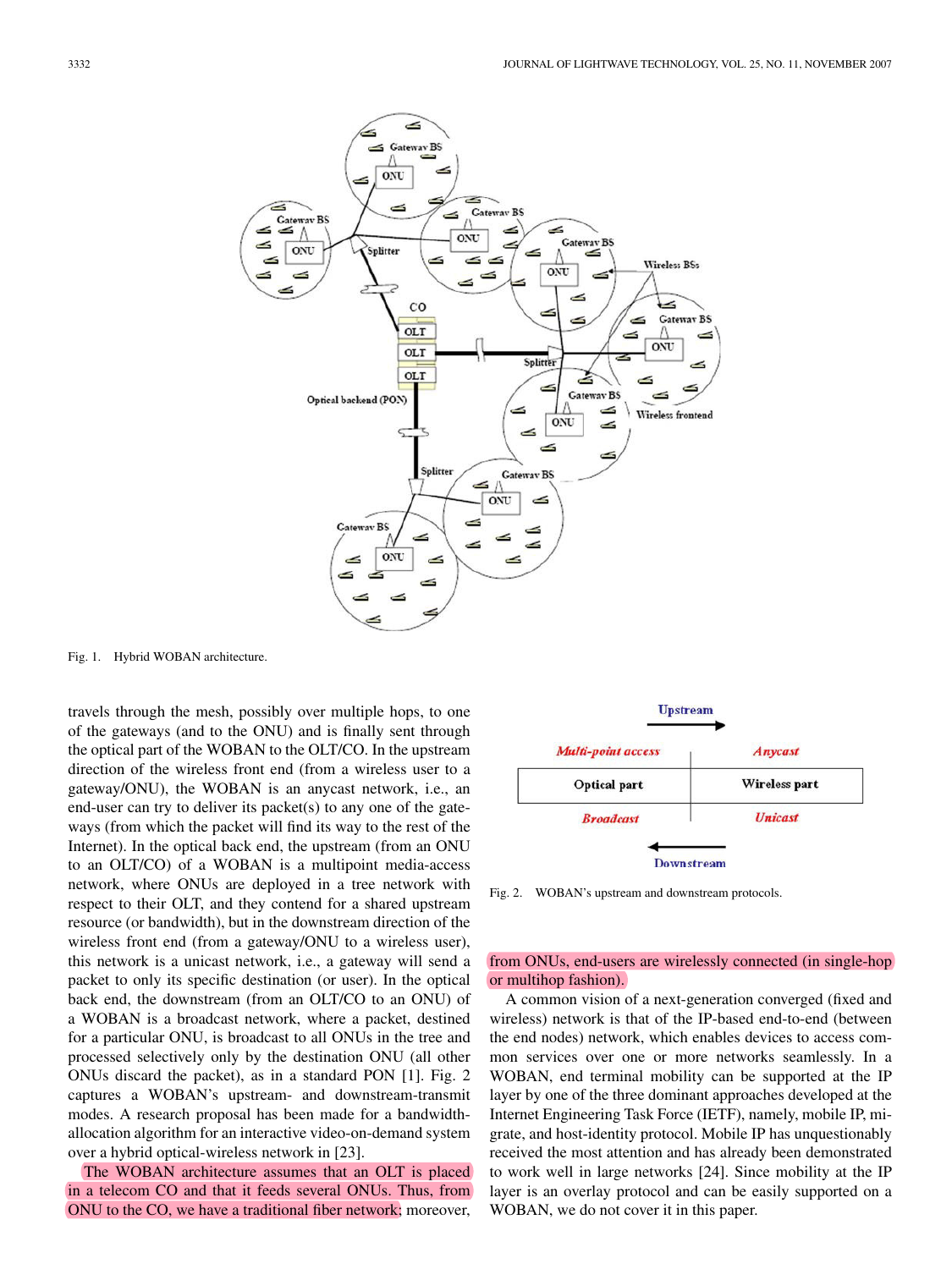Gateway BS

ONU

Gateway BS

ONU

Splitter

Gateway BS

ONU

Gateway BS

ONU

Wireless BSs

CO

OLT

OLT

OLT

Splitter

Gateway BS

ONU

Optical backend (PON)

Gateway BS

ONU

Wireless frontend

Splitter

Gateway BS

ONU

Gateway BS

ONU

Fig. 1. Hybrid WOBAN architecture.

travels through the mesh, possibly over multiple hops, to one of the gateways (and to the ONU) and is finally sent through the optical part of the WOBAN to the OLT/CO. In the upstream direction of the wireless front end (from a wireless user to a gateway/ONU), the WOBAN is an anycast network, i.e., an end-user can try to deliver its packet(s) to any one of the gateways (from which the packet will find its way to the rest of the Internet). In the optical back end, the upstream (from an ONU to an OLT/CO) of a WOBAN is a multipoint media-access network, where ONUs are deployed in a tree network with respect to their OLT, and they contend for a shared upstream resource (or bandwidth), but in the downstream direction of the wireless front end (from a gateway/ONU to a wireless user), this network is a unicast network, i.e., a gateway will send a packet to only its specific destination (or user). In the optical back end, the downstream (from an OLT/CO to an ONU) of a WOBAN is a broadcast network, where a packet, destined for a particular ONU, is broadcast to all ONUs in the tree and processed selectively only by the destination ONU (all other ONUs discard the packet), as in a standard PON [1]. Fig. 2 captures a WOBAN's upstream- and downstream-transmit modes. A research proposal has been made for a bandwidth-allocation algorithm for an interactive video-on-demand system over a hybrid optical-wireless network in [23].

The WOBAN architecture assumes that an OLT is placed in a telecom CO and that it feeds several ONUs. Thus, from ONU to the CO, we have a traditional fiber network; moreover, from ONUs, end-users are wirelessly connected (in single-hop or multihop fashion).

Upstream

*Multi-point access*

*Anycast*

Optical part

Wireless part

*Broadcast*

*Unicast*

Downstream

Fig. 2. WOBAN's upstream and downstream protocols.

A common vision of a next-generation converged (fixed and wireless) network is that of the IP-based end-to-end (between the end nodes) network, which enables devices to access common services over one or more networks seamlessly. In a WOBAN, end terminal mobility can be supported at the IP layer by one of the three dominant approaches developed at the Internet Engineering Task Force (IETF), namely, mobile IP, migrate, and host-identity protocol. Mobile IP has unquestionably received the most attention and has already been demonstrated to work well in large networks [24]. Since mobility at the IP layer is an overlay protocol and can be easily supported on a WOBAN, we do not cover it in this paper.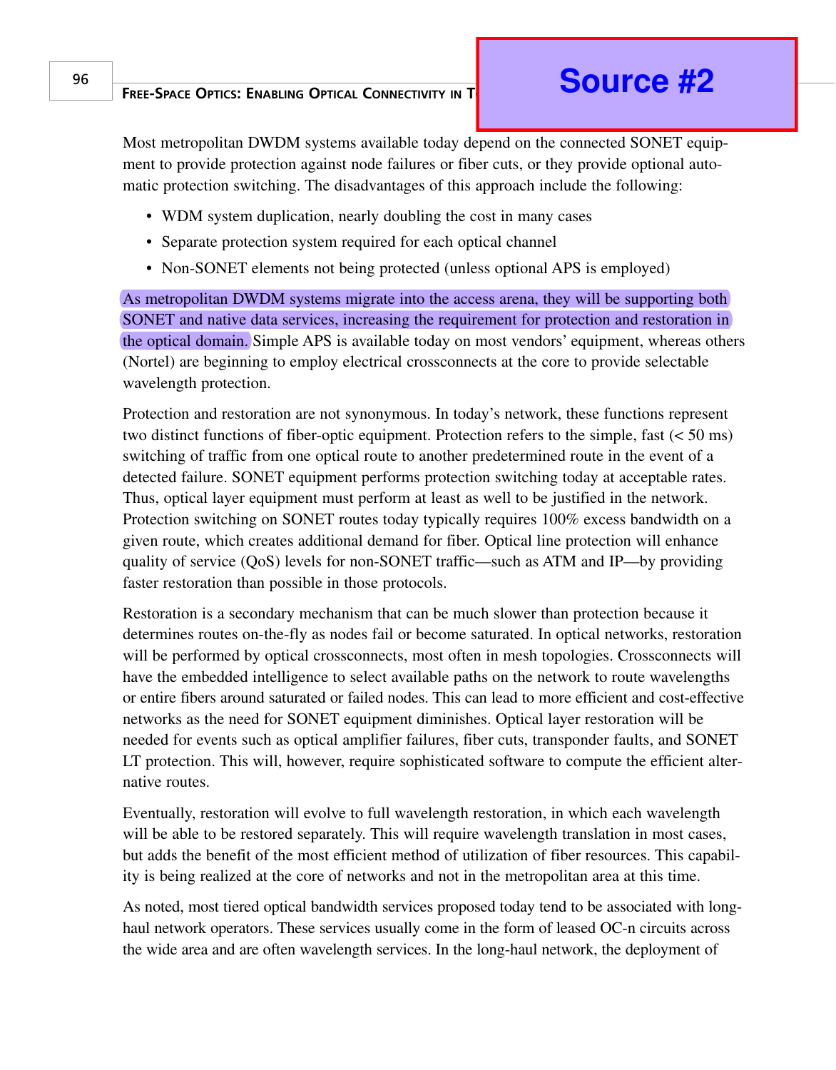Most metropolitan DWDM systems available today depend on the connected SONET equipment to provide protection against node failures or fiber cuts, or they provide optional automatic protection switching. The disadvantages of this approach include the following:

- WDM system duplication, nearly doubling the cost in many cases
- Separate protection system required for each optical channel
- Non-SONET elements not being protected (unless optional APS is employed)

As metropolitan DWDM systems migrate into the access arena, they will be supporting both SONET and native data services, increasing the requirement for protection and restoration in the optical domain. Simple APS is available today on most vendors' equipment, whereas others (Nortel) are beginning to employ electrical crossconnects at the core to provide selectable wavelength protection.

Protection and restoration are not synonymous. In today's network, these functions represent two distinct functions of fiber-optic equipment. Protection refers to the simple, fast (< 50 ms) switching of traffic from one optical route to another predetermined route in the event of a detected failure. SONET equipment performs protection switching today at acceptable rates. Thus, optical layer equipment must perform at least as well to be justified in the network. Protection switching on SONET routes today typically requires 100% excess bandwidth on a given route, which creates additional demand for fiber. Optical line protection will enhance quality of service (QoS) levels for non-SONET traffic—such as ATM and IP—by providing faster restoration than possible in those protocols.

Restoration is a secondary mechanism that can be much slower than protection because it determines routes on-the-fly as nodes fail or become saturated. In optical networks, restoration will be performed by optical crossconnects, most often in mesh topologies. Crossconnects will have the embedded intelligence to select available paths on the network to route wavelengths or entire fibers around saturated or failed nodes. This can lead to more efficient and cost-effective networks as the need for SONET equipment diminishes. Optical layer restoration will be needed for events such as optical amplifier failures, fiber cuts, transponder faults, and SONET LT protection. This will, however, require sophisticated software to compute the efficient alternative routes.

Eventually, restoration will evolve to full wavelength restoration, in which each wavelength will be able to be restored separately. This will require wavelength translation in most cases, but adds the benefit of the most efficient method of utilization of fiber resources. This capability is being realized at the core of networks and not in the metropolitan area at this time.

As noted, most tiered optical bandwidth services proposed today tend to be associated with long-haul network operators. These services usually come in the form of leased OC-n circuits across the wide area and are often wavelength services. In the long-haul network, the deployment of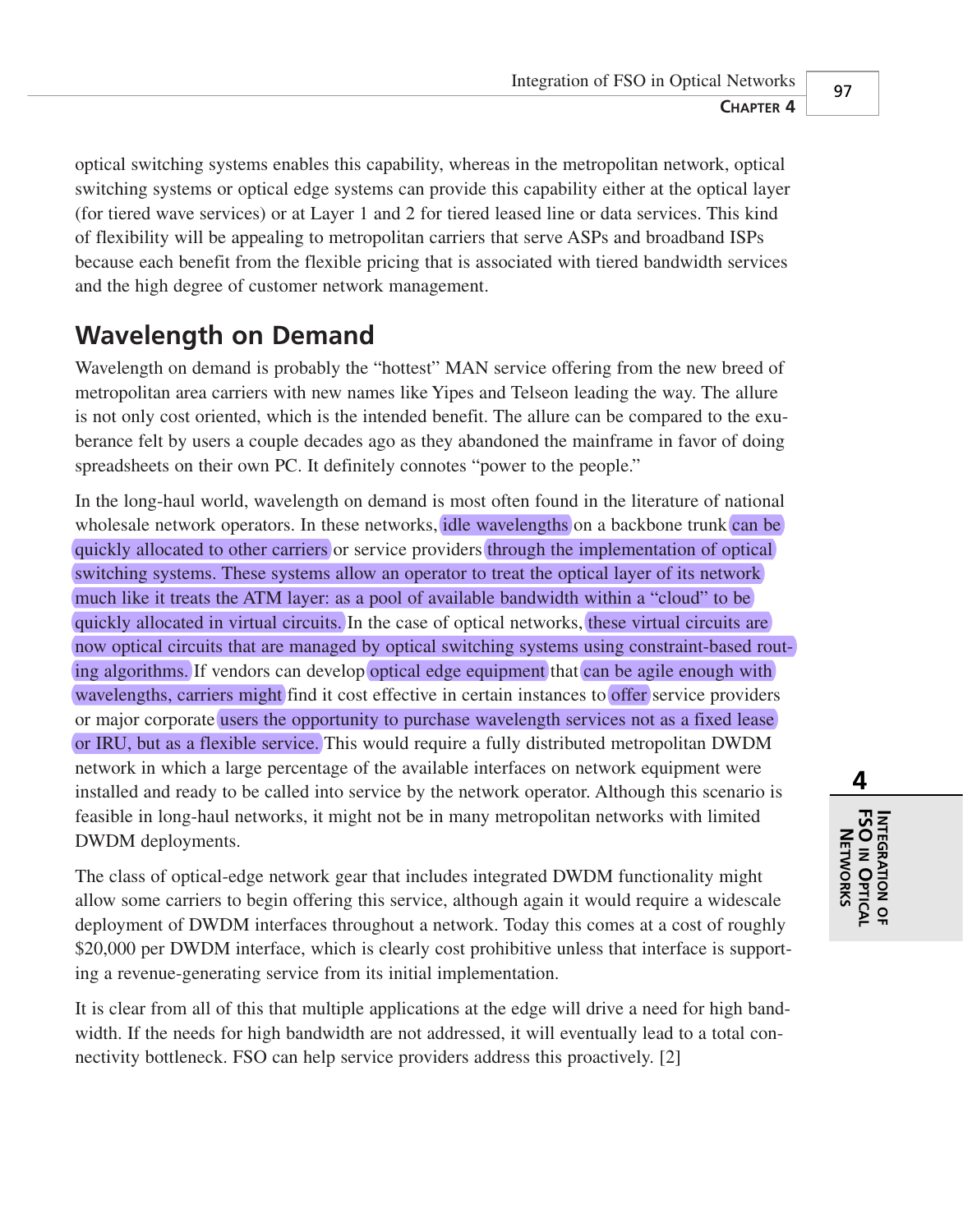optical switching systems enables this capability, whereas in the metropolitan network, optical switching systems or optical edge systems can provide this capability either at the optical layer (for tiered wave services) or at Layer 1 and 2 for tiered leased line or data services. This kind of flexibility will be appealing to metropolitan carriers that serve ASPs and broadband ISPs because each benefit from the flexible pricing that is associated with tiered bandwidth services and the high degree of customer network management.

## Wavelength on Demand

Wavelength on demand is probably the "hottest" MAN service offering from the new breed of metropolitan area carriers with new names like Yipes and Telseon leading the way. The allure is not only cost oriented, which is the intended benefit. The allure can be compared to the exuberance felt by users a couple decades ago as they abandoned the mainframe in favor of doing spreadsheets on their own PC. It definitely connotes "power to the people."

In the long-haul world, wavelength on demand is most often found in the literature of national wholesale network operators. In these networks, idle wavelengths on a backbone trunk can be quickly allocated to other carriers or service providers through the implementation of optical switching systems. These systems allow an operator to treat the optical layer of its network much like it treats the ATM layer: as a pool of available bandwidth within a "cloud" to be quickly allocated in virtual circuits. In the case of optical networks, these virtual circuits are now optical circuits that are managed by optical switching systems using constraint-based routing algorithms. If vendors can develop optical edge equipment that can be agile enough with wavelengths, carriers might find it cost effective in certain instances to offer service providers or major corporate users the opportunity to purchase wavelength services not as a fixed lease or IRU, but as a flexible service. This would require a fully distributed metropolitan DWDM network in which a large percentage of the available interfaces on network equipment were installed and ready to be called into service by the network operator. Although this scenario is feasible in long-haul networks, it might not be in many metropolitan networks with limited DWDM deployments.

The class of optical-edge network gear that includes integrated DWDM functionality might allow some carriers to begin offering this service, although again it would require a widescale deployment of DWDM interfaces throughout a network. Today this comes at a cost of roughly $20,000 per DWDM interface, which is clearly cost prohibitive unless that interface is supporting a revenue-generating service from its initial implementation.

It is clear from all of this that multiple applications at the edge will drive a need for high bandwidth. If the needs for high bandwidth are not addressed, it will eventually lead to a total connectivity bottleneck. FSO can help service providers address this proactively. [2]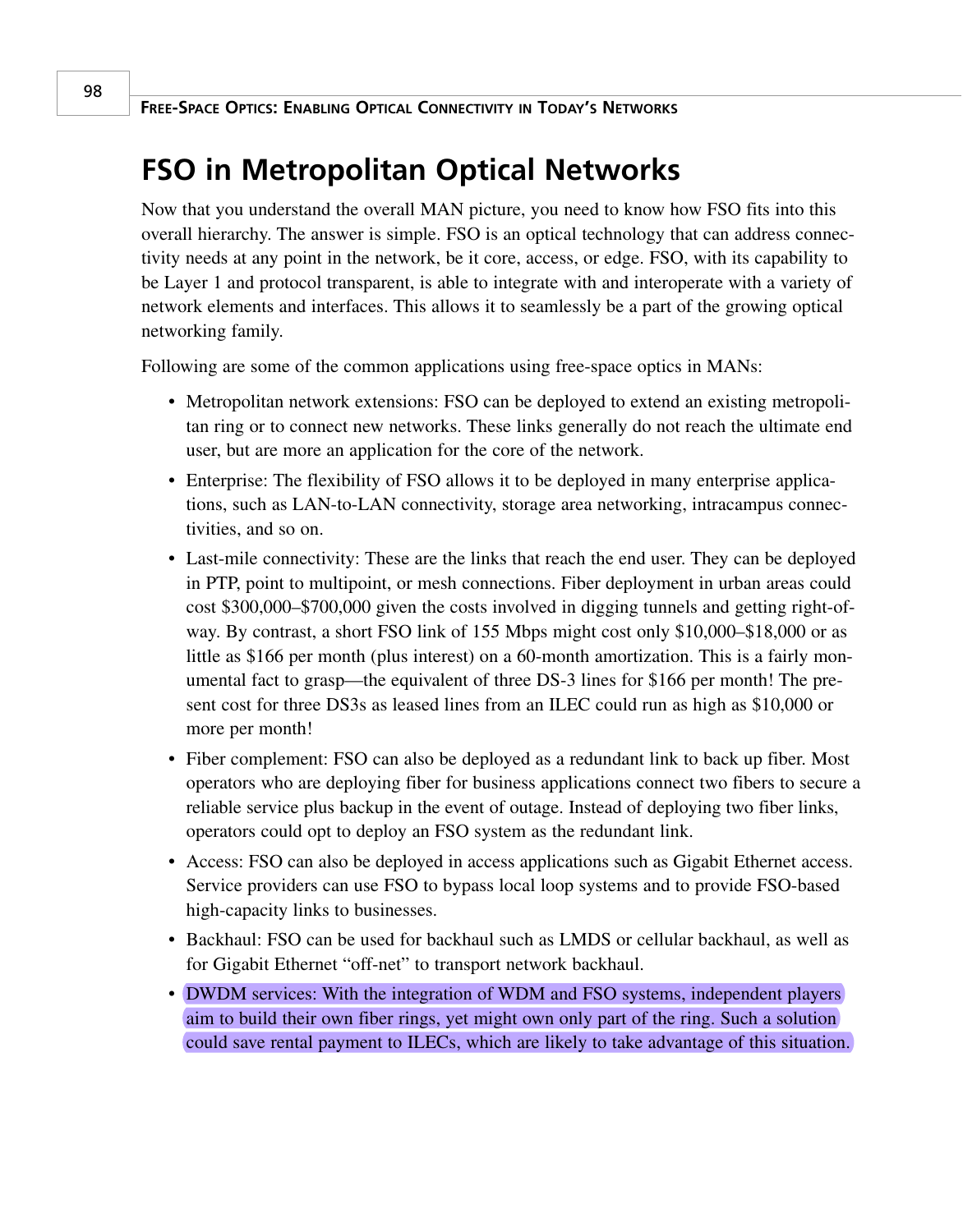# FSO in Metropolitan Optical Networks

Now that you understand the overall MAN picture, you need to know how FSO fits into this overall hierarchy. The answer is simple. FSO is an optical technology that can address connectivity needs at any point in the network, be it core, access, or edge. FSO, with its capability to be Layer 1 and protocol transparent, is able to integrate with and interoperate with a variety of network elements and interfaces. This allows it to seamlessly be a part of the growing optical networking family.

Following are some of the common applications using free-space optics in MANs:

- Metropolitan network extensions: FSO can be deployed to extend an existing metropolitan ring or to connect new networks. These links generally do not reach the ultimate end user, but are more an application for the core of the network.
- Enterprise: The flexibility of FSO allows it to be deployed in many enterprise applications, such as LAN-to-LAN connectivity, storage area networking, intracampus connectivities, and so on.
- Last-mile connectivity: These are the links that reach the end user. They can be deployed in PTP, point to multipoint, or mesh connections. Fiber deployment in urban areas could cost $300,000–$700,000 given the costs involved in digging tunnels and getting right-of-way. By contrast, a short FSO link of 155 Mbps might cost only $10,000–$18,000 or as little as $166 per month (plus interest) on a 60-month amortization. This is a fairly monumental fact to grasp—the equivalent of three DS-3 lines for $166 per month! The present cost for three DS3s as leased lines from an ILEC could run as high as $10,000 or more per month!
- Fiber complement: FSO can also be deployed as a redundant link to back up fiber. Most operators who are deploying fiber for business applications connect two fibers to secure a reliable service plus backup in the event of outage. Instead of deploying two fiber links, operators could opt to deploy an FSO system as the redundant link.
- Access: FSO can also be deployed in access applications such as Gigabit Ethernet access. Service providers can use FSO to bypass local loop systems and to provide FSO-based high-capacity links to businesses.
- Backhaul: FSO can be used for backhaul such as LMDS or cellular backhaul, as well as for Gigabit Ethernet "off-net" to transport network backhaul.
- DWDM services: With the integration of WDM and FSO systems, independent players aim to build their own fiber rings, yet might own only part of the ring. Such a solution could save rental payment to ILECs, which are likely to take advantage of this situation.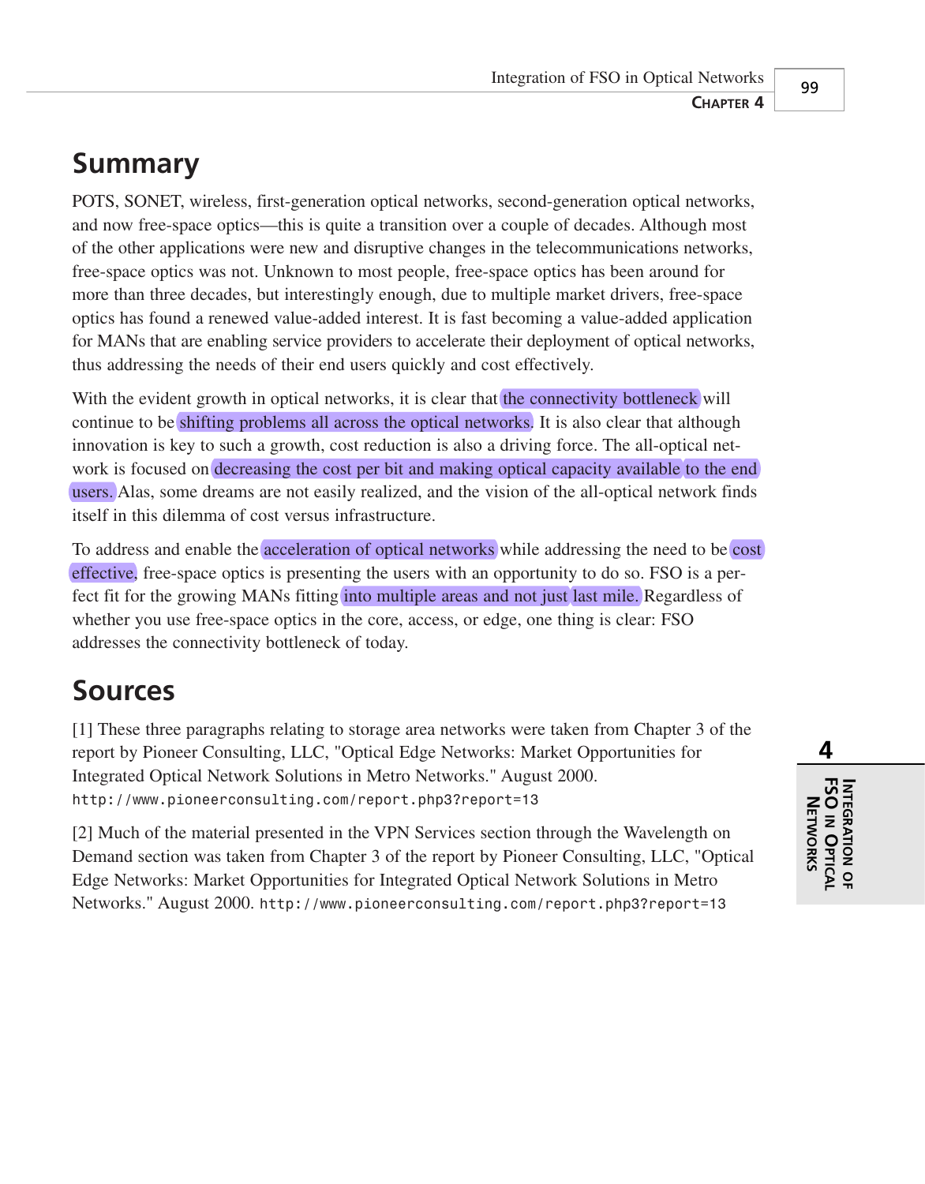## Summary

POTS, SONET, wireless, first-generation optical networks, second-generation optical networks, and now free-space optics—this is quite a transition over a couple of decades. Although most of the other applications were new and disruptive changes in the telecommunications networks, free-space optics was not. Unknown to most people, free-space optics has been around for more than three decades, but interestingly enough, due to multiple market drivers, free-space optics has found a renewed value-added interest. It is fast becoming a value-added application for MANs that are enabling service providers to accelerate their deployment of optical networks, thus addressing the needs of their end users quickly and cost effectively.

With the evident growth in optical networks, it is clear that the connectivity bottleneck will continue to be shifting problems all across the optical networks. It is also clear that although innovation is key to such a growth, cost reduction is also a driving force. The all-optical network is focused on decreasing the cost per bit and making optical capacity available to the end users. Alas, some dreams are not easily realized, and the vision of the all-optical network finds itself in this dilemma of cost versus infrastructure.

To address and enable the acceleration of optical networks while addressing the need to be cost effective, free-space optics is presenting the users with an opportunity to do so. FSO is a perfect fit for the growing MANs fitting into multiple areas and not just last mile. Regardless of whether you use free-space optics in the core, access, or edge, one thing is clear: FSO addresses the connectivity bottleneck of today.

## Sources

[1] These three paragraphs relating to storage area networks were taken from Chapter 3 of the report by Pioneer Consulting, LLC, "Optical Edge Networks: Market Opportunities for Integrated Optical Network Solutions in Metro Networks." August 2000. `http://www.pioneerconsulting.com/report.php3?report=13`

[2] Much of the material presented in the VPN Services section through the Wavelength on Demand section was taken from Chapter 3 of the report by Pioneer Consulting, LLC, "Optical Edge Networks: Market Opportunities for Integrated Optical Network Solutions in Metro Networks." August 2000. `http://www.pioneerconsulting.com/report.php3?report=13`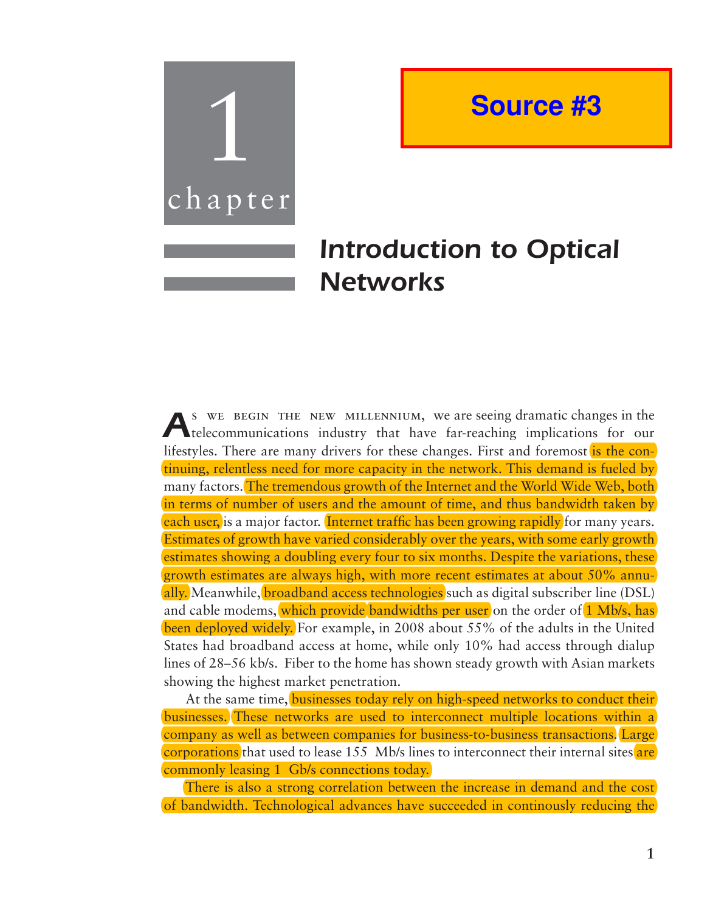**Source #3**

# 1 chapter

# *Introduction to Optical Networks*

As we begin the new millennium, we are seeing dramatic changes in the telecommunications industry that have far-reaching implications for our lifestyles. There are many drivers for these changes. First and foremost is the continuing, relentless need for more capacity in the network. This demand is fueled by many factors. The tremendous growth of the Internet and the World Wide Web, both in terms of number of users and the amount of time, and thus bandwidth taken by each user, is a major factor. Internet traffic has been growing rapidly for many years. Estimates of growth have varied considerably over the years, with some early growth estimates showing a doubling every four to six months. Despite the variations, these growth estimates are always high, with more recent estimates at about 50% annually. Meanwhile, broadband access technologies such as digital subscriber line (DSL) and cable modems, which provide bandwidths per user on the order of 1 Mb/s, has been deployed widely. For example, in 2008 about 55% of the adults in the United States had broadband access at home, while only 10% had access through dialup lines of 28–56 kb/s. Fiber to the home has shown steady growth with Asian markets showing the highest market penetration.

At the same time, businesses today rely on high-speed networks to conduct their businesses. These networks are used to interconnect multiple locations within a company as well as between companies for business-to-business transactions. Large corporations that used to lease 155 Mb/s lines to interconnect their internal sites are commonly leasing 1 Gb/s connections today.

There is also a strong correlation between the increase in demand and the cost of bandwidth. Technological advances have succeeded in continously reducing the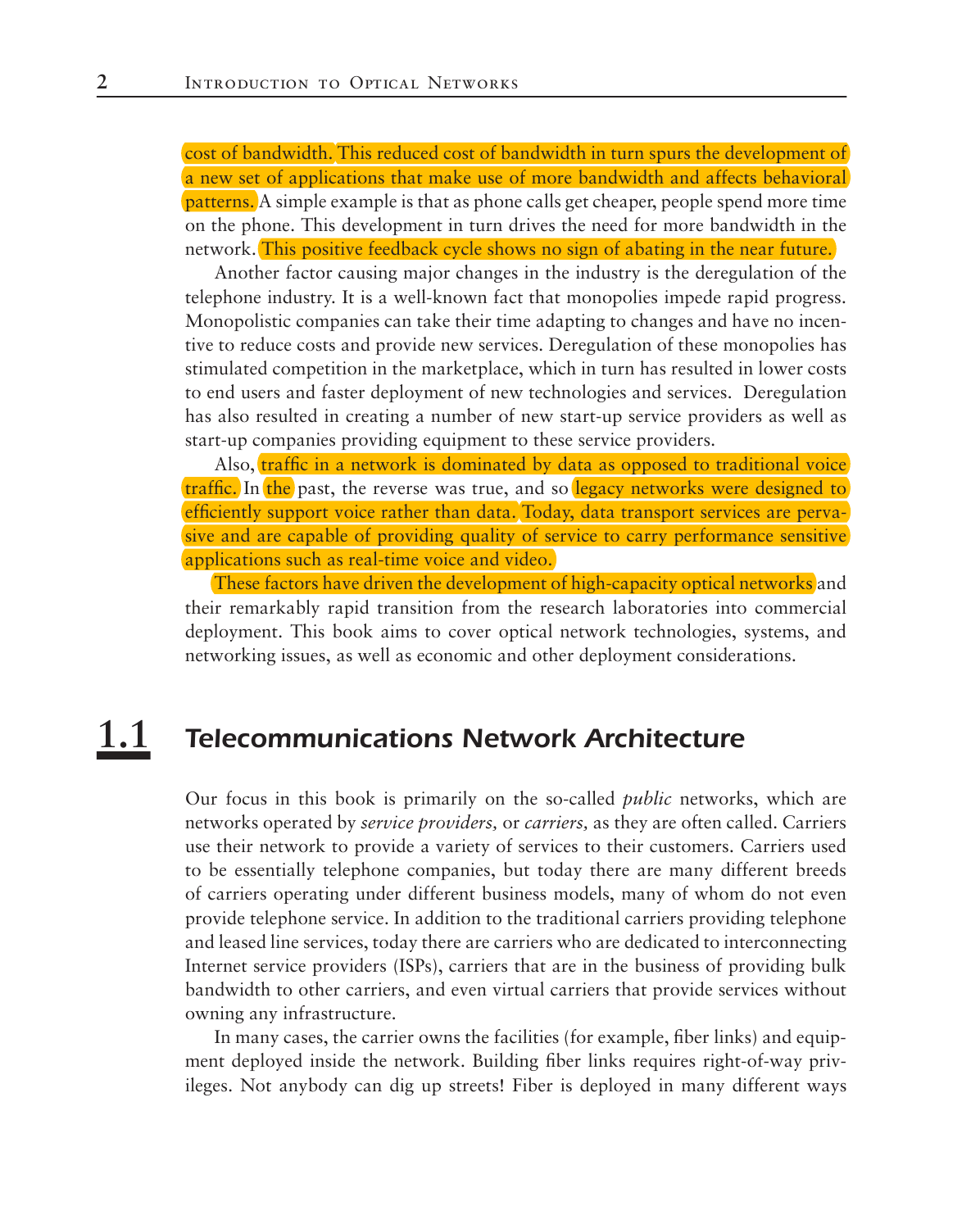cost of bandwidth. This reduced cost of bandwidth in turn spurs the development of a new set of applications that make use of more bandwidth and affects behavioral patterns. A simple example is that as phone calls get cheaper, people spend more time on the phone. This development in turn drives the need for more bandwidth in the network. This positive feedback cycle shows no sign of abating in the near future.

Another factor causing major changes in the industry is the deregulation of the telephone industry. It is a well-known fact that monopolies impede rapid progress. Monopolistic companies can take their time adapting to changes and have no incentive to reduce costs and provide new services. Deregulation of these monopolies has stimulated competition in the marketplace, which in turn has resulted in lower costs to end users and faster deployment of new technologies and services. Deregulation has also resulted in creating a number of new start-up service providers as well as start-up companies providing equipment to these service providers.

Also, traffic in a network is dominated by data as opposed to traditional voice traffic. In the past, the reverse was true, and so legacy networks were designed to efficiently support voice rather than data. Today, data transport services are pervasive and are capable of providing quality of service to carry performance sensitive applications such as real-time voice and video.

These factors have driven the development of high-capacity optical networks and their remarkably rapid transition from the research laboratories into commercial deployment. This book aims to cover optical network technologies, systems, and networking issues, as well as economic and other deployment considerations.

## 1.1 Telecommunications Network Architecture

Our focus in this book is primarily on the so-called *public* networks, which are networks operated by *service providers,* or *carriers,* as they are often called. Carriers use their network to provide a variety of services to their customers. Carriers used to be essentially telephone companies, but today there are many different breeds of carriers operating under different business models, many of whom do not even provide telephone service. In addition to the traditional carriers providing telephone and leased line services, today there are carriers who are dedicated to interconnecting Internet service providers (ISPs), carriers that are in the business of providing bulk bandwidth to other carriers, and even virtual carriers that provide services without owning any infrastructure.

In many cases, the carrier owns the facilities (for example, fiber links) and equipment deployed inside the network. Building fiber links requires right-of-way privileges. Not anybody can dig up streets! Fiber is deployed in many different ways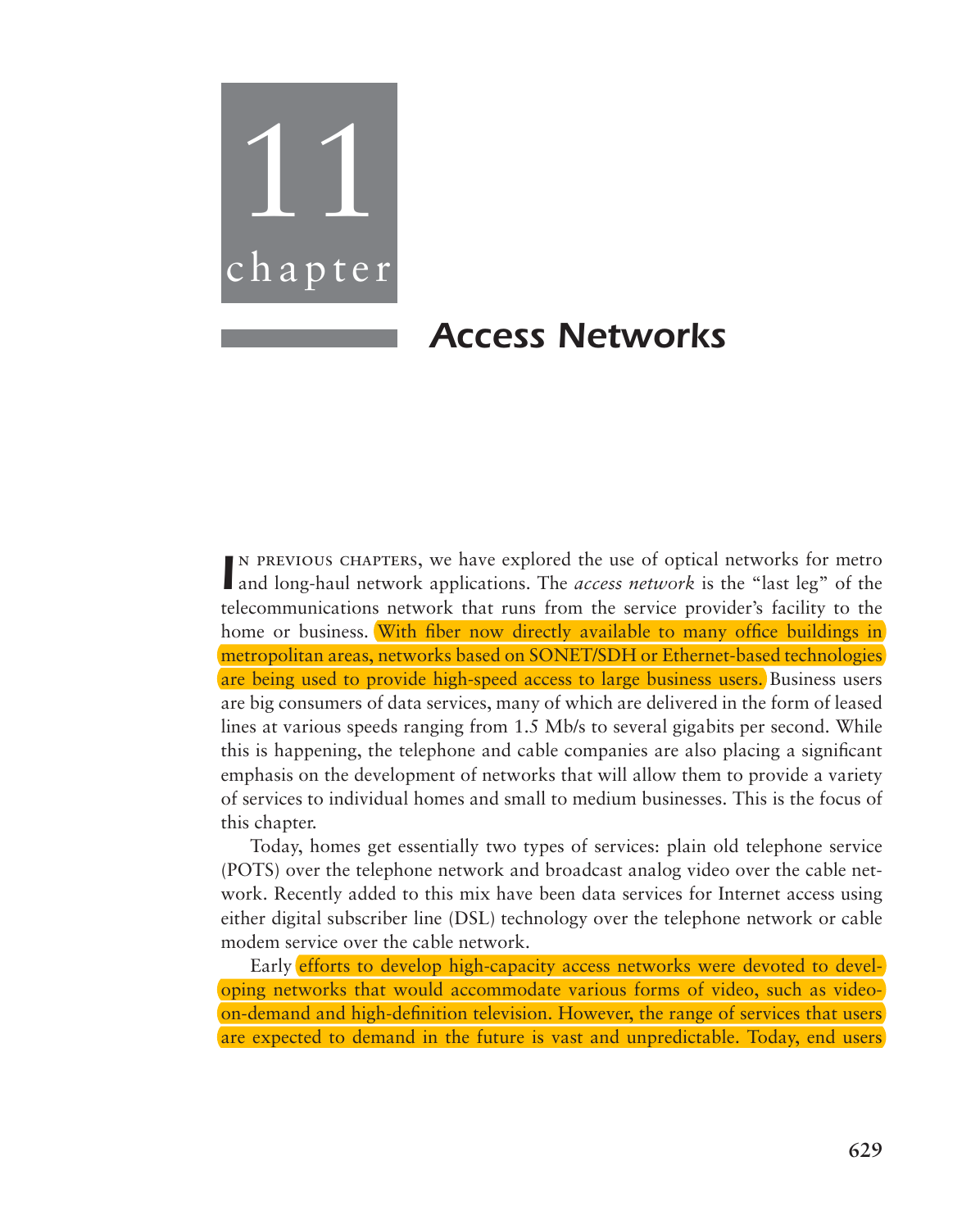# Chapter 11

# *Access Networks*

In previous chapters, we have explored the use of optical networks for metro and long-haul network applications. The *access network* is the "last leg" of the telecommunications network that runs from the service provider's facility to the home or business. With fiber now directly available to many office buildings in metropolitan areas, networks based on SONET/SDH or Ethernet-based technologies are being used to provide high-speed access to large business users. Business users are big consumers of data services, many of which are delivered in the form of leased lines at various speeds ranging from 1.5 Mb/s to several gigabits per second. While this is happening, the telephone and cable companies are also placing a significant emphasis on the development of networks that will allow them to provide a variety of services to individual homes and small to medium businesses. This is the focus of this chapter.

Today, homes get essentially two types of services: plain old telephone service (POTS) over the telephone network and broadcast analog video over the cable network. Recently added to this mix have been data services for Internet access using either digital subscriber line (DSL) technology over the telephone network or cable modem service over the cable network.

Early efforts to develop high-capacity access networks were devoted to developing networks that would accommodate various forms of video, such as video-on-demand and high-definition television. However, the range of services that users are expected to demand in the future is vast and unpredictable. Today, end users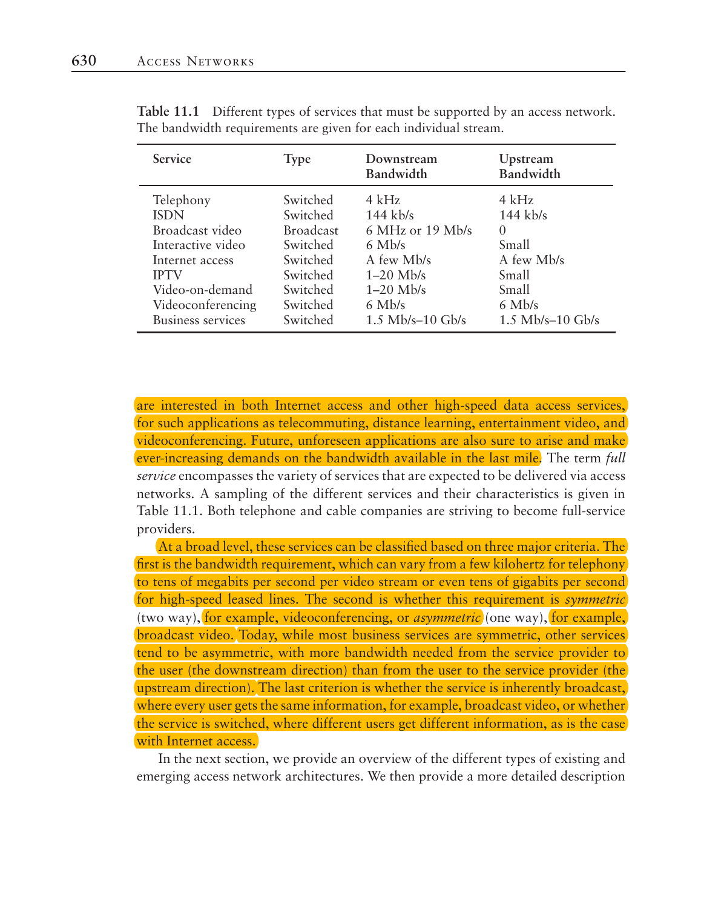**Table 11.1** Different types of services that must be supported by an access network. The bandwidth requirements are given for each individual stream.

| Service | Type | Downstream Bandwidth | Upstream Bandwidth |
|---|---|---|---|
| Telephony | Switched | 4 kHz | 4 kHz |
| ISDN | Switched | 144 kb/s | 144 kb/s |
| Broadcast video | Broadcast | 6 MHz or 19 Mb/s | 0 |
| Interactive video | Switched | 6 Mb/s | Small |
| Internet access | Switched | A few Mb/s | A few Mb/s |
| IPTV | Switched | 1–20 Mb/s | Small |
| Video-on-demand | Switched | 1–20 Mb/s | Small |
| Videoconferencing | Switched | 6 Mb/s | 6 Mb/s |
| Business services | Switched | 1.5 Mb/s–10 Gb/s | 1.5 Mb/s–10 Gb/s |

are interested in both Internet access and other high-speed data access services, for such applications as telecommuting, distance learning, entertainment video, and videoconferencing. Future, unforeseen applications are also sure to arise and make ever-increasing demands on the bandwidth available in the last mile. The term *full service* encompasses the variety of services that are expected to be delivered via access networks. A sampling of the different services and their characteristics is given in Table 11.1. Both telephone and cable companies are striving to become full-service providers.

At a broad level, these services can be classified based on three major criteria. The first is the bandwidth requirement, which can vary from a few kilohertz for telephony to tens of megabits per second per video stream or even tens of gigabits per second for high-speed leased lines. The second is whether this requirement is *symmetric* (two way), for example, videoconferencing, or *asymmetric* (one way), for example, broadcast video. Today, while most business services are symmetric, other services tend to be asymmetric, with more bandwidth needed from the service provider to the user (the downstream direction) than from the user to the service provider (the upstream direction). The last criterion is whether the service is inherently broadcast, where every user gets the same information, for example, broadcast video, or whether the service is switched, where different users get different information, as is the case with Internet access.

In the next section, we provide an overview of the different types of existing and emerging access network architectures. We then provide a more detailed description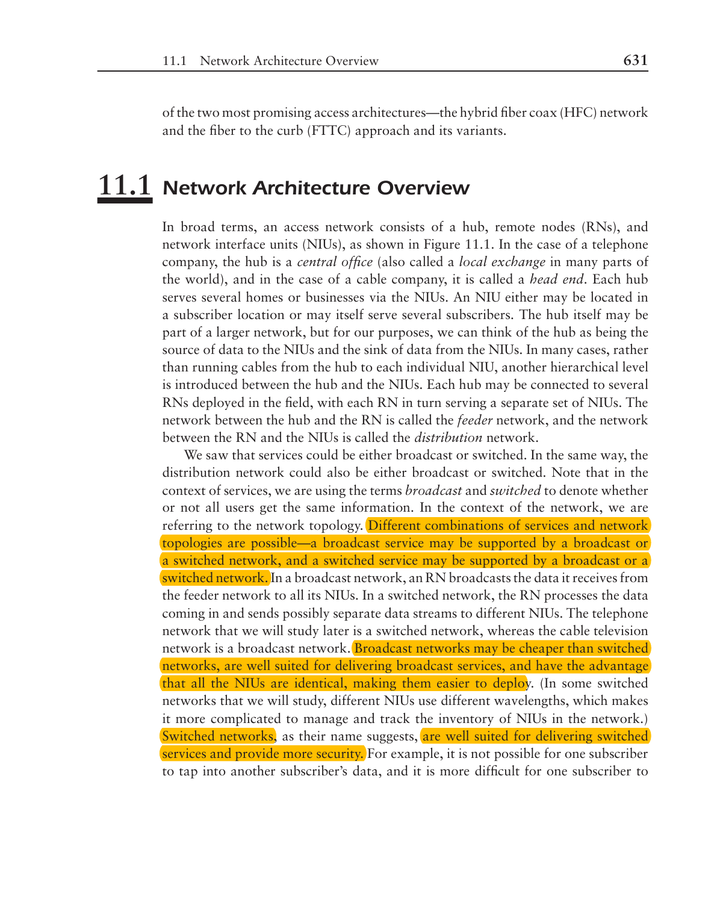of the two most promising access architectures—the hybrid fiber coax (HFC) network and the fiber to the curb (FTTC) approach and its variants.

## 11.1 Network Architecture Overview

In broad terms, an access network consists of a hub, remote nodes (RNs), and network interface units (NIUs), as shown in Figure 11.1. In the case of a telephone company, the hub is a *central office* (also called a *local exchange* in many parts of the world), and in the case of a cable company, it is called a *head end*. Each hub serves several homes or businesses via the NIUs. An NIU either may be located in a subscriber location or may itself serve several subscribers. The hub itself may be part of a larger network, but for our purposes, we can think of the hub as being the source of data to the NIUs and the sink of data from the NIUs. In many cases, rather than running cables from the hub to each individual NIU, another hierarchical level is introduced between the hub and the NIUs. Each hub may be connected to several RNs deployed in the field, with each RN in turn serving a separate set of NIUs. The network between the hub and the RN is called the *feeder* network, and the network between the RN and the NIUs is called the *distribution* network.

We saw that services could be either broadcast or switched. In the same way, the distribution network could also be either broadcast or switched. Note that in the context of services, we are using the terms *broadcast* and *switched* to denote whether or not all users get the same information. In the context of the network, we are referring to the network topology. Different combinations of services and network topologies are possible—a broadcast service may be supported by a broadcast or a switched network, and a switched service may be supported by a broadcast or a switched network. In a broadcast network, an RN broadcasts the data it receives from the feeder network to all its NIUs. In a switched network, the RN processes the data coming in and sends possibly separate data streams to different NIUs. The telephone network that we will study later is a switched network, whereas the cable television network is a broadcast network. Broadcast networks may be cheaper than switched networks, are well suited for delivering broadcast services, and have the advantage that all the NIUs are identical, making them easier to deploy. (In some switched networks that we will study, different NIUs use different wavelengths, which makes it more complicated to manage and track the inventory of NIUs in the network.) Switched networks, as their name suggests, are well suited for delivering switched services and provide more security. For example, it is not possible for one subscriber to tap into another subscriber's data, and it is more difficult for one subscriber to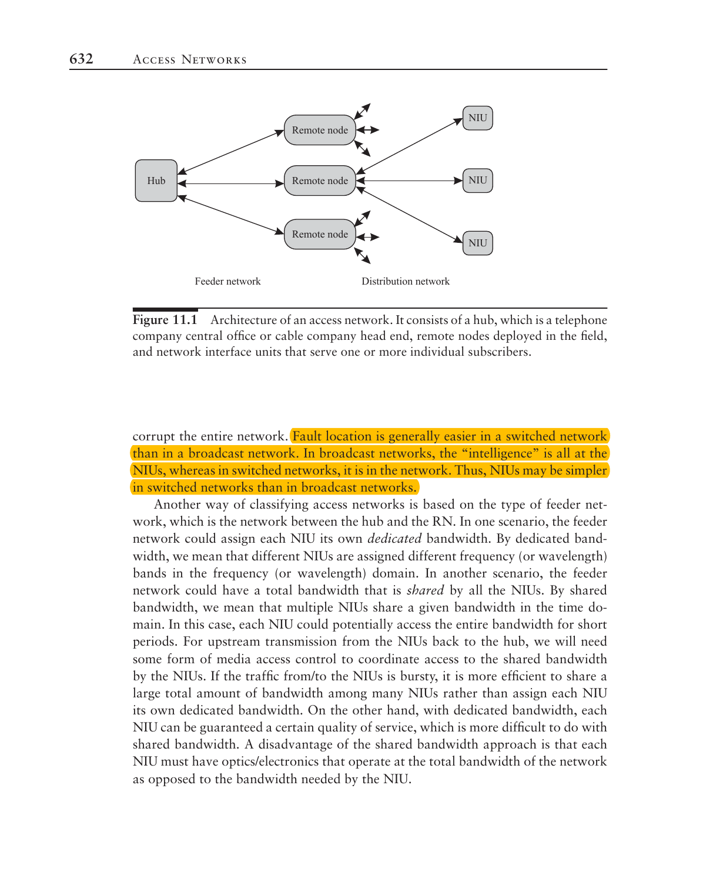Hub

Remote node

Remote node

Remote node

NIU

NIU

NIU

Feeder network

Distribution network

**Figure 11.1** Architecture of an access network. It consists of a hub, which is a telephone company central office or cable company head end, remote nodes deployed in the field, and network interface units that serve one or more individual subscribers.

corrupt the entire network. Fault location is generally easier in a switched network than in a broadcast network. In broadcast networks, the "intelligence" is all at the NIUs, whereas in switched networks, it is in the network. Thus, NIUs may be simpler in switched networks than in broadcast networks.

Another way of classifying access networks is based on the type of feeder network, which is the network between the hub and the RN. In one scenario, the feeder network could assign each NIU its own *dedicated* bandwidth. By dedicated bandwidth, we mean that different NIUs are assigned different frequency (or wavelength) bands in the frequency (or wavelength) domain. In another scenario, the feeder network could have a total bandwidth that is *shared* by all the NIUs. By shared bandwidth, we mean that multiple NIUs share a given bandwidth in the time domain. In this case, each NIU could potentially access the entire bandwidth for short periods. For upstream transmission from the NIUs back to the hub, we will need some form of media access control to coordinate access to the shared bandwidth by the NIUs. If the traffic from/to the NIUs is bursty, it is more efficient to share a large total amount of bandwidth among many NIUs rather than assign each NIU its own dedicated bandwidth. On the other hand, with dedicated bandwidth, each NIU can be guaranteed a certain quality of service, which is more difficult to do with shared bandwidth. A disadvantage of the shared bandwidth approach is that each NIU must have optics/electronics that operate at the total bandwidth of the network as opposed to the bandwidth needed by the NIU.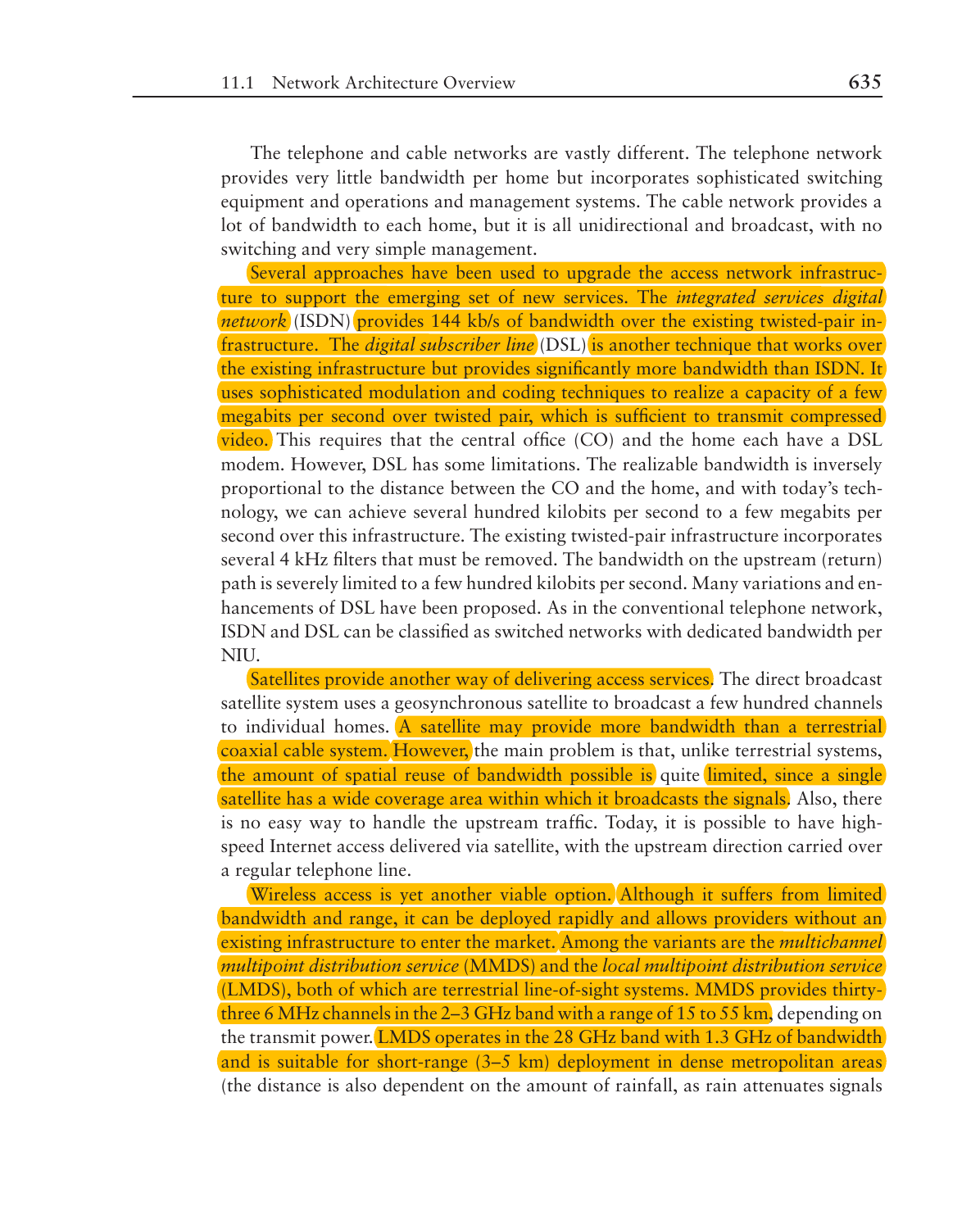The telephone and cable networks are vastly different. The telephone network provides very little bandwidth per home but incorporates sophisticated switching equipment and operations and management systems. The cable network provides a lot of bandwidth to each home, but it is all unidirectional and broadcast, with no switching and very simple management.

Several approaches have been used to upgrade the access network infrastructure to support the emerging set of new services. The *integrated services digital network* (ISDN) provides 144 kb/s of bandwidth over the existing twisted-pair infrastructure. The *digital subscriber line* (DSL) is another technique that works over the existing infrastructure but provides significantly more bandwidth than ISDN. It uses sophisticated modulation and coding techniques to realize a capacity of a few megabits per second over twisted pair, which is sufficient to transmit compressed video. This requires that the central office (CO) and the home each have a DSL modem. However, DSL has some limitations. The realizable bandwidth is inversely proportional to the distance between the CO and the home, and with today's technology, we can achieve several hundred kilobits per second to a few megabits per second over this infrastructure. The existing twisted-pair infrastructure incorporates several 4 kHz filters that must be removed. The bandwidth on the upstream (return) path is severely limited to a few hundred kilobits per second. Many variations and enhancements of DSL have been proposed. As in the conventional telephone network, ISDN and DSL can be classified as switched networks with dedicated bandwidth per NIU.

Satellites provide another way of delivering access services. The direct broadcast satellite system uses a geosynchronous satellite to broadcast a few hundred channels to individual homes. A satellite may provide more bandwidth than a terrestrial coaxial cable system. However, the main problem is that, unlike terrestrial systems, the amount of spatial reuse of bandwidth possible is quite limited, since a single satellite has a wide coverage area within which it broadcasts the signals. Also, there is no easy way to handle the upstream traffic. Today, it is possible to have high-speed Internet access delivered via satellite, with the upstream direction carried over a regular telephone line.

Wireless access is yet another viable option. Although it suffers from limited bandwidth and range, it can be deployed rapidly and allows providers without an existing infrastructure to enter the market. Among the variants are the *multichannel multipoint distribution service* (MMDS) and the *local multipoint distribution service* (LMDS), both of which are terrestrial line-of-sight systems. MMDS provides thirty-three 6 MHz channels in the 2–3 GHz band with a range of 15 to 55 km, depending on the transmit power. LMDS operates in the 28 GHz band with 1.3 GHz of bandwidth and is suitable for short-range (3–5 km) deployment in dense metropolitan areas (the distance is also dependent on the amount of rainfall, as rain attenuates signals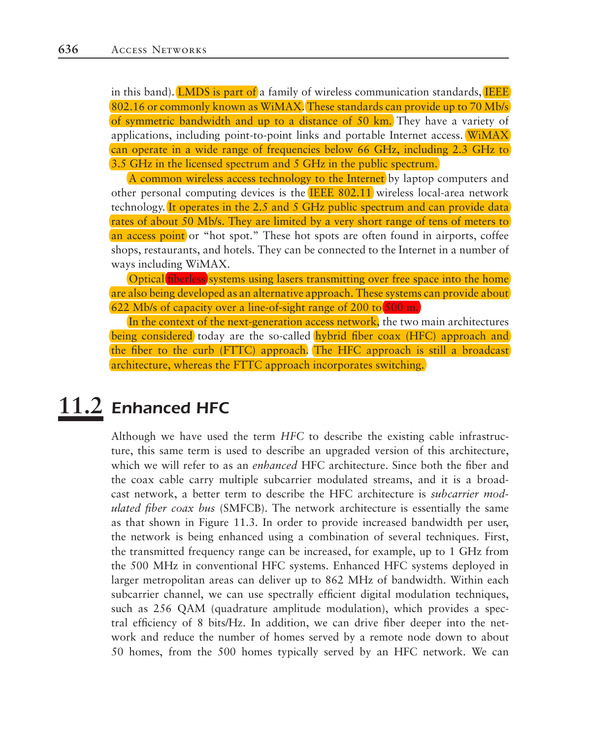in this band). LMDS is part of a family of wireless communication standards, IEEE 802.16 or commonly known as WiMAX. These standards can provide up to 70 Mb/s of symmetric bandwidth and up to a distance of 50 km. They have a variety of applications, including point-to-point links and portable Internet access. WiMAX can operate in a wide range of frequencies below 66 GHz, including 2.3 GHz to 3.5 GHz in the licensed spectrum and 5 GHz in the public spectrum.

A common wireless access technology to the Internet by laptop computers and other personal computing devices is the IEEE 802.11 wireless local-area network technology. It operates in the 2.5 and 5 GHz public spectrum and can provide data rates of about 50 Mb/s. They are limited by a very short range of tens of meters to an access point or "hot spot." These hot spots are often found in airports, coffee shops, restaurants, and hotels. They can be connected to the Internet in a number of ways including WiMAX.

Optical fiberless systems using lasers transmitting over free space into the home are also being developed as an alternative approach. These systems can provide about 622 Mb/s of capacity over a line-of-sight range of 200 to 500 m.

In the context of the next-generation access network, the two main architectures being considered today are the so-called hybrid fiber coax (HFC) approach and the fiber to the curb (FTTC) approach. The HFC approach is still a broadcast architecture, whereas the FTTC approach incorporates switching.

## 11.2 Enhanced HFC

Although we have used the term *HFC* to describe the existing cable infrastructure, this same term is used to describe an upgraded version of this architecture, which we will refer to as an *enhanced* HFC architecture. Since both the fiber and the coax cable carry multiple subcarrier modulated streams, and it is a broadcast network, a better term to describe the HFC architecture is *subcarrier modulated fiber coax bus* (SMFCB). The network architecture is essentially the same as that shown in Figure 11.3. In order to provide increased bandwidth per user, the network is being enhanced using a combination of several techniques. First, the transmitted frequency range can be increased, for example, up to 1 GHz from the 500 MHz in conventional HFC systems. Enhanced HFC systems deployed in larger metropolitan areas can deliver up to 862 MHz of bandwidth. Within each subcarrier channel, we can use spectrally efficient digital modulation techniques, such as 256 QAM (quadrature amplitude modulation), which provides a spectral efficiency of 8 bits/Hz. In addition, we can drive fiber deeper into the network and reduce the number of homes served by a remote node down to about 50 homes, from the 500 homes typically served by an HFC network. We can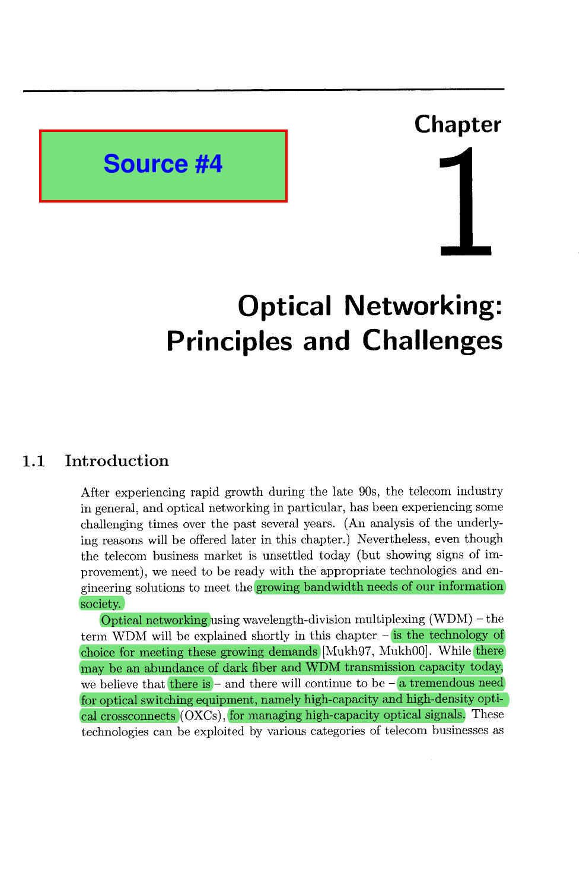Source #4

# Chapter 1

# Optical Networking: Principles and Challenges

## 1.1 Introduction

After experiencing rapid growth during the late 90s, the telecom industry in general, and optical networking in particular, has been experiencing some challenging times over the past several years. (An analysis of the underlying reasons will be offered later in this chapter.) Nevertheless, even though the telecom business market is unsettled today (but showing signs of improvement), we need to be ready with the appropriate technologies and engineering solutions to meet the growing bandwidth needs of our information society.

Optical networking using wavelength-division multiplexing (WDM) – the term WDM will be explained shortly in this chapter – is the technology of choice for meeting these growing demands [Mukh97, Mukh00]. While there may be an abundance of dark fiber and WDM transmission capacity today, we believe that there is – and there will continue to be – a tremendous need for optical switching equipment, namely high-capacity and high-density optical crossconnects (OXCs), for managing high-capacity optical signals. These technologies can be exploited by various categories of telecom businesses as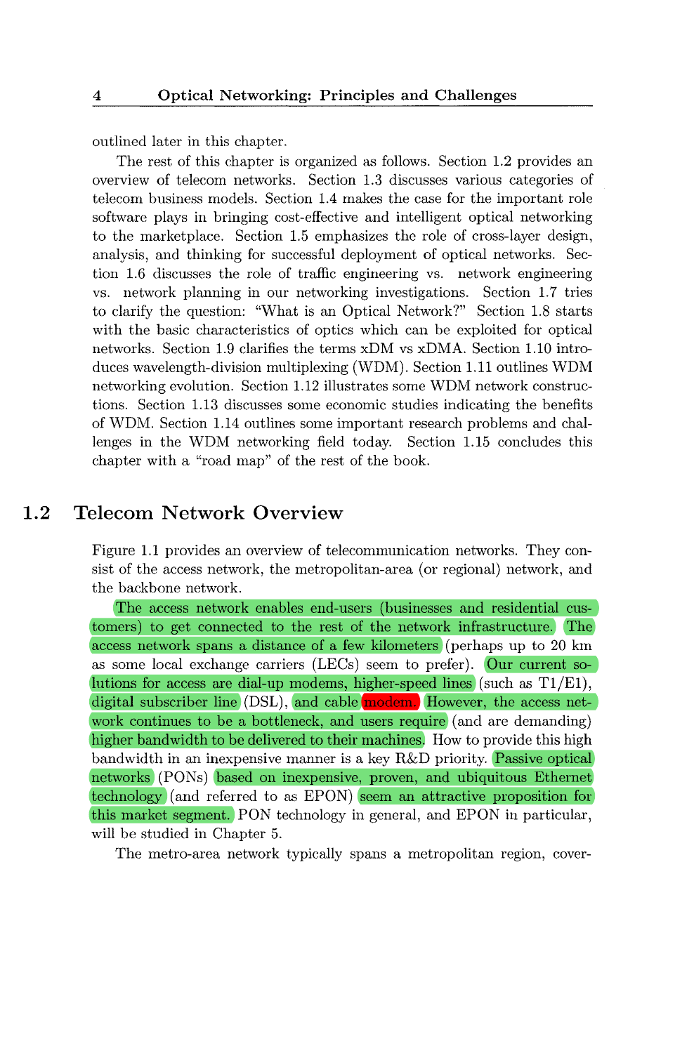outlined later in this chapter.

The rest of this chapter is organized as follows. Section 1.2 provides an overview of telecom networks. Section 1.3 discusses various categories of telecom business models. Section 1.4 makes the case for the important role software plays in bringing cost-effective and intelligent optical networking to the marketplace. Section 1.5 emphasizes the role of cross-layer design, analysis, and thinking for successful deployment of optical networks. Section 1.6 discusses the role of traffic engineering vs. network engineering vs. network planning in our networking investigations. Section 1.7 tries to clarify the question: "What is an Optical Network?" Section 1.8 starts with the basic characteristics of optics which can be exploited for optical networks. Section 1.9 clarifies the terms xDM vs xDMA. Section 1.10 introduces wavelength-division multiplexing (WDM). Section 1.11 outlines WDM networking evolution. Section 1.12 illustrates some WDM network constructions. Section 1.13 discusses some economic studies indicating the benefits of WDM. Section 1.14 outlines some important research problems and challenges in the WDM networking field today. Section 1.15 concludes this chapter with a "road map" of the rest of the book.

## 1.2 Telecom Network Overview

Figure 1.1 provides an overview of telecommunication networks. They consist of the access network, the metropolitan-area (or regional) network, and the backbone network.

The access network enables end-users (businesses and residential customers) to get connected to the rest of the network infrastructure. The access network spans a distance of a few kilometers (perhaps up to 20 km as some local exchange carriers (LECs) seem to prefer). Our current solutions for access are dial-up modems, higher-speed lines (such as T1/E1), digital subscriber line (DSL), and cable modem. However, the access network continues to be a bottleneck, and users require (and are demanding) higher bandwidth to be delivered to their machines. How to provide this high bandwidth in an inexpensive manner is a key R&D priority. Passive optical networks (PONs) based on inexpensive, proven, and ubiquitous Ethernet technology (and referred to as EPON) seem an attractive proposition for this market segment. PON technology in general, and EPON in particular, will be studied in Chapter 5.

The metro-area network typically spans a metropolitan region, cover-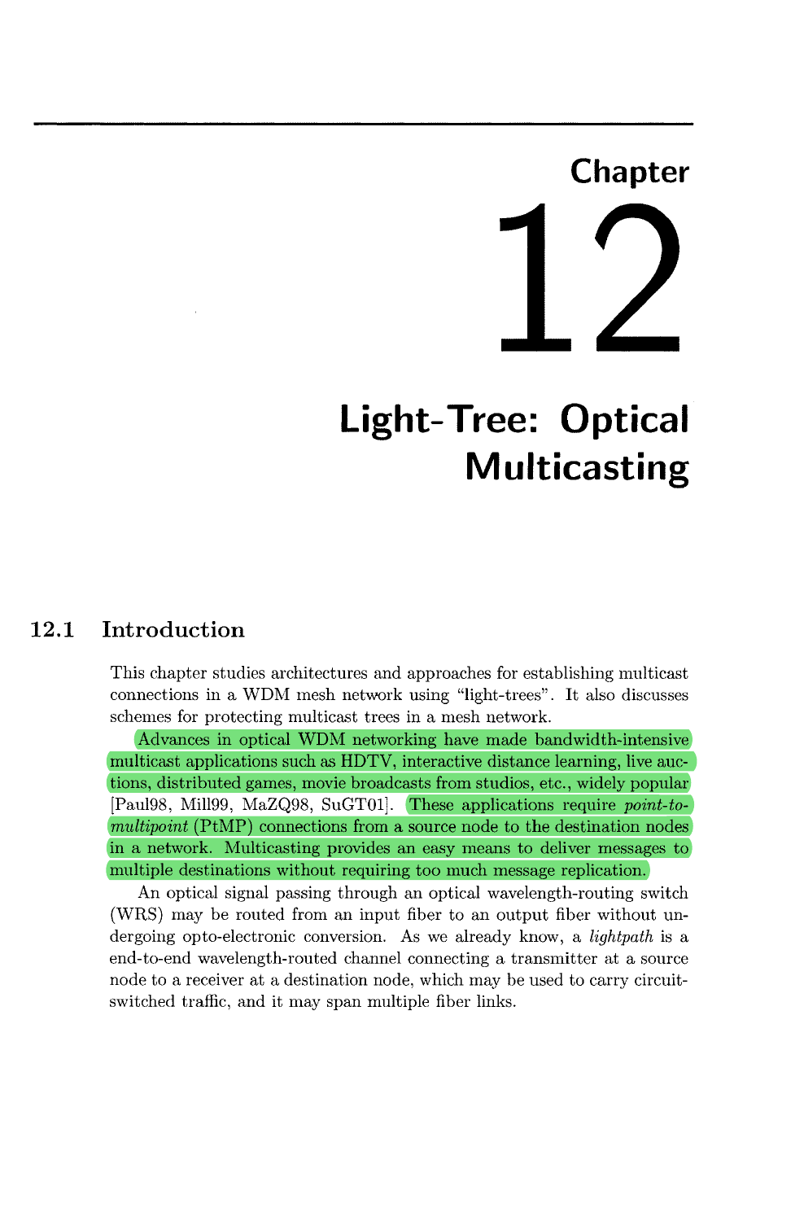# Chapter 12

# Light-Tree: Optical Multicasting

## 12.1 Introduction

This chapter studies architectures and approaches for establishing multicast connections in a WDM mesh network using "light-trees". It also discusses schemes for protecting multicast trees in a mesh network.

Advances in optical WDM networking have made bandwidth-intensive multicast applications such as HDTV, interactive distance learning, live auctions, distributed games, movie broadcasts from studios, etc., widely popular [Paul98, Mill99, MaZQ98, SuGT01]. These applications require *point-to-multipoint* (PtMP) connections from a source node to the destination nodes in a network. Multicasting provides an easy means to deliver messages to multiple destinations without requiring too much message replication.

An optical signal passing through an optical wavelength-routing switch (WRS) may be routed from an input fiber to an output fiber without undergoing opto-electronic conversion. As we already know, a *lightpath* is a end-to-end wavelength-routed channel connecting a transmitter at a source node to a receiver at a destination node, which may be used to carry circuit-switched traffic, and it may span multiple fiber links.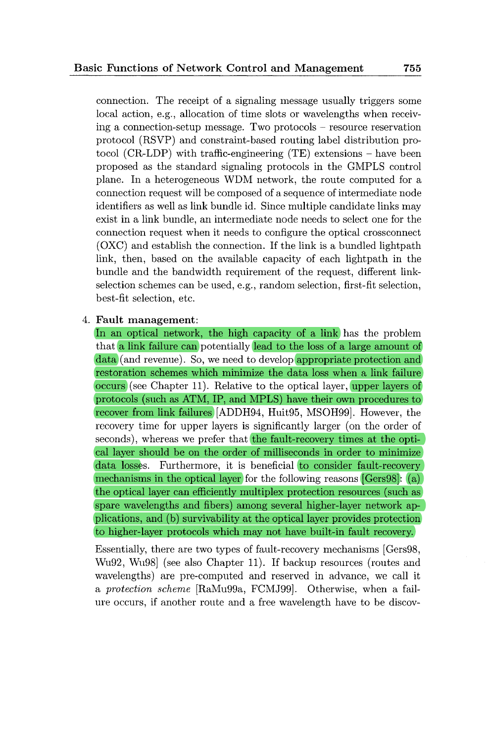connection. The receipt of a signaling message usually triggers some local action, e.g., allocation of time slots or wavelengths when receiving a connection-setup message. Two protocols – resource reservation protocol (RSVP) and constraint-based routing label distribution protocol (CR-LDP) with traffic-engineering (TE) extensions – have been proposed as the standard signaling protocols in the GMPLS control plane. In a heterogeneous WDM network, the route computed for a connection request will be composed of a sequence of intermediate node identifiers as well as link bundle id. Since multiple candidate links may exist in a link bundle, an intermediate node needs to select one for the connection request when it needs to configure the optical crossconnect (OXC) and establish the connection. If the link is a bundled lightpath link, then, based on the available capacity of each lightpath in the bundle and the bandwidth requirement of the request, different link-selection schemes can be used, e.g., random selection, first-fit selection, best-fit selection, etc.

4. **Fault management**:
   In an optical network, the high capacity of a link has the problem that a link failure can potentially lead to the loss of a large amount of data (and revenue). So, we need to develop appropriate protection and restoration schemes which minimize the data loss when a link failure occurs (see Chapter 11). Relative to the optical layer, upper layers of protocols (such as ATM, IP, and MPLS) have their own procedures to recover from link failures [ADDH94, Huit95, MSOH99]. However, the recovery time for upper layers is significantly larger (on the order of seconds), whereas we prefer that the fault-recovery times at the optical layer should be on the order of milliseconds in order to minimize data losses. Furthermore, it is beneficial to consider fault-recovery mechanisms in the optical layer for the following reasons [Gers98]: (a) the optical layer can efficiently multiplex protection resources (such as spare wavelengths and fibers) among several higher-layer network applications, and (b) survivability at the optical layer provides protection to higher-layer protocols which may not have built-in fault recovery.

   Essentially, there are two types of fault-recovery mechanisms [Gers98, Wu92, Wu98] (see also Chapter 11). If backup resources (routes and wavelengths) are pre-computed and reserved in advance, we call it a *protection scheme* [RaMu99a, FCMJ99]. Otherwise, when a failure occurs, if another route and a free wavelength have to be discov-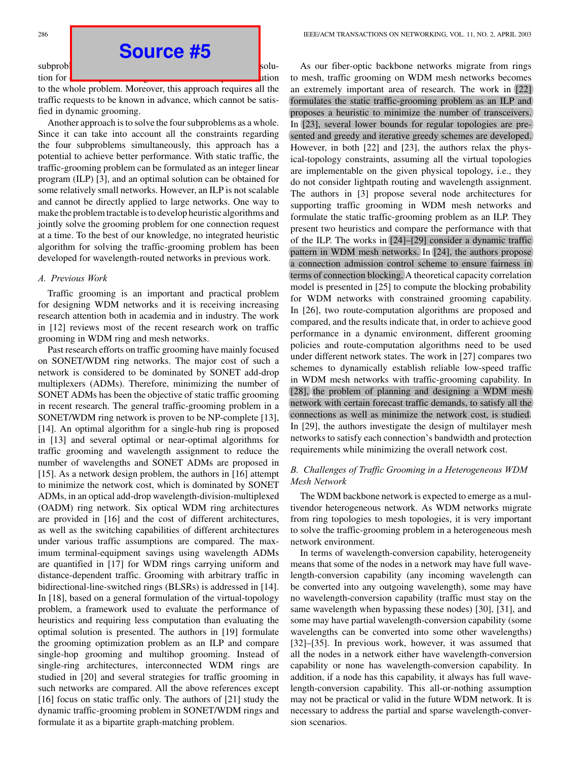subprob solution for ution to the whole problem. Moreover, this approach requires all the traffic requests to be known in advance, which cannot be satisfied in dynamic grooming.

Another approach is to solve the four subproblems as a whole. Since it can take into account all the constraints regarding the four subproblems simultaneously, this approach has a potential to achieve better performance. With static traffic, the traffic-grooming problem can be formulated as an integer linear program (ILP) [3], and an optimal solution can be obtained for some relatively small networks. However, an ILP is not scalable and cannot be directly applied to large networks. One way to make the problem tractable is to develop heuristic algorithms and jointly solve the grooming problem for one connection request at a time. To the best of our knowledge, no integrated heuristic algorithm for solving the traffic-grooming problem has been developed for wavelength-routed networks in previous work.

### *A. Previous Work*

Traffic grooming is an important and practical problem for designing WDM networks and it is receiving increasing research attention both in academia and in industry. The work in [12] reviews most of the recent research work on traffic grooming in WDM ring and mesh networks.

Past research efforts on traffic grooming have mainly focused on SONET/WDM ring networks. The major cost of such a network is considered to be dominated by SONET add-drop multiplexers (ADMs). Therefore, minimizing the number of SONET ADMs has been the objective of static traffic grooming in recent research. The general traffic-grooming problem in a SONET/WDM ring network is proven to be NP-complete [13], [14]. An optimal algorithm for a single-hub ring is proposed in [13] and several optimal or near-optimal algorithms for traffic grooming and wavelength assignment to reduce the number of wavelengths and SONET ADMs are proposed in [15]. As a network design problem, the authors in [16] attempt to minimize the network cost, which is dominated by SONET ADMs, in an optical add-drop wavelength-division-multiplexed (OADM) ring network. Six optical WDM ring architectures are provided in [16] and the cost of different architectures, as well as the switching capabilities of different architectures under various traffic assumptions are compared. The maximum terminal-equipment savings using wavelength ADMs are quantified in [17] for WDM rings carrying uniform and distance-dependent traffic. Grooming with arbitrary traffic in bidirectional-line-switched rings (BLSRs) is addressed in [14]. In [18], based on a general formulation of the virtual-topology problem, a framework used to evaluate the performance of heuristics and requiring less computation than evaluating the optimal solution is presented. The authors in [19] formulate the grooming optimization problem as an ILP and compare single-hop grooming and multihop grooming. Instead of single-ring architectures, interconnected WDM rings are studied in [20] and several strategies for traffic grooming in such networks are compared. All the above references except [16] focus on static traffic only. The authors of [21] study the dynamic traffic-grooming problem in SONET/WDM rings and formulate it as a bipartite graph-matching problem.

As our fiber-optic backbone networks migrate from rings to mesh, traffic grooming on WDM mesh networks becomes an extremely important area of research. The work in [22] formulates the static traffic-grooming problem as an ILP and proposes a heuristic to minimize the number of transceivers. In [23], several lower bounds for regular topologies are presented and greedy and iterative greedy schemes are developed. However, in both [22] and [23], the authors relax the physical-topology constraints, assuming all the virtual topologies are implementable on the given physical topology, i.e., they do not consider lightpath routing and wavelength assignment. The authors in [3] propose several node architectures for supporting traffic grooming in WDM mesh networks and formulate the static traffic-grooming problem as an ILP. They present two heuristics and compare the performance with that of the ILP. The works in [24]–[29] consider a dynamic traffic pattern in WDM mesh networks. In [24], the authors propose a connection admission control scheme to ensure fairness in terms of connection blocking. A theoretical capacity correlation model is presented in [25] to compute the blocking probability for WDM networks with constrained grooming capability. In [26], two route-computation algorithms are proposed and compared, and the results indicate that, in order to achieve good performance in a dynamic environment, different grooming policies and route-computation algorithms need to be used under different network states. The work in [27] compares two schemes to dynamically establish reliable low-speed traffic in WDM mesh networks with traffic-grooming capability. In [28], the problem of planning and designing a WDM mesh network with certain forecast traffic demands, to satisfy all the connections as well as minimize the network cost, is studied. In [29], the authors investigate the design of multilayer mesh networks to satisfy each connection's bandwidth and protection requirements while minimizing the overall network cost.

### *B. Challenges of Traffic Grooming in a Heterogeneous WDM Mesh Network*

The WDM backbone network is expected to emerge as a multivendor heterogeneous network. As WDM networks migrate from ring topologies to mesh topologies, it is very important to solve the traffic-grooming problem in a heterogeneous mesh network environment.

In terms of wavelength-conversion capability, heterogeneity means that some of the nodes in a network may have full wavelength-conversion capability (any incoming wavelength can be converted into any outgoing wavelength), some may have no wavelength-conversion capability (traffic must stay on the same wavelength when bypassing these nodes) [30], [31], and some may have partial wavelength-conversion capability (some wavelengths can be converted into some other wavelengths) [32]–[35]. In previous work, however, it was assumed that all the nodes in a network either have wavelength-conversion capability or none has wavelength-conversion capability. In addition, if a node has this capability, it always has full wavelength-conversion capability. This all-or-nothing assumption may not be practical or valid in the future WDM network. It is necessary to address the partial and sparse wavelength-conversion scenarios.